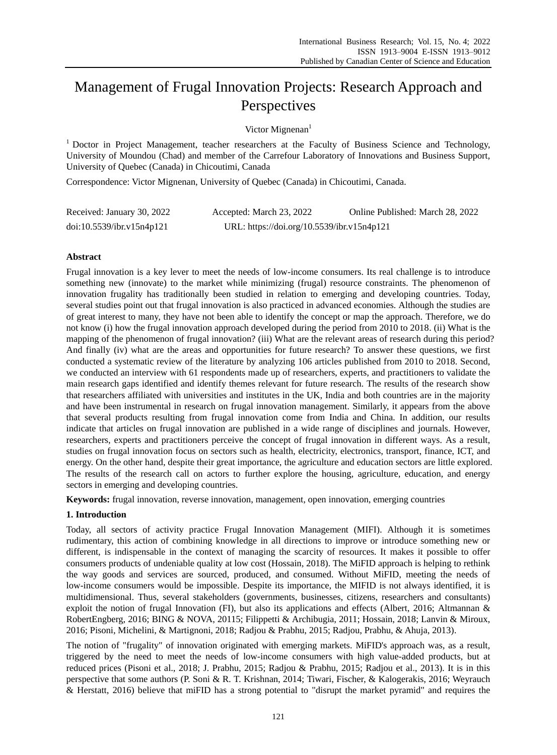# Management of Frugal Innovation Projects: Research Approach and Perspectives

Victor Mignenan[1]

[1] Doctor in Project Management, teacher researchers at the Faculty of Business Science and Technology, University of Moundou (Chad) and member of the Carrefour Laboratory of Innovations and Business Support, University of Quebec (Canada) in Chicoutimi, Canada

Correspondence: Victor Mignenan, University of Quebec (Canada) in Chicoutimi, Canada.

Received: January 30, 2022 Accepted: March 23, 2022 Online Published: March 28, 2022

doi:10.5539/ibr.v15n4p121 URL: https://doi.org/10.5539/ibr.v15n4p121

## Abstract

Frugal innovation is a key lever to meet the needs of low-income consumers. Its real challenge is to introduce something new (innovate) to the market while minimizing (frugal) resource constraints. The phenomenon of innovation frugality has traditionally been studied in relation to emerging and developing countries. Today, several studies point out that frugal innovation is also practiced in advanced economies. Although the studies are of great interest to many, they have not been able to identify the concept or map the approach. Therefore, we do not know (i) how the frugal innovation approach developed during the period from 2010 to 2018. (ii) What is the mapping of the phenomenon of frugal innovation? (iii) What are the relevant areas of research during this period? And finally (iv) what are the areas and opportunities for future research? To answer these questions, we first conducted a systematic review of the literature by analyzing 106 articles published from 2010 to 2018. Second, we conducted an interview with 61 respondents made up of researchers, experts, and practitioners to validate the main research gaps identified and identify themes relevant for future research. The results of the research show that researchers affiliated with universities and institutes in the UK, India and both countries are in the majority and have been instrumental in research on frugal innovation management. Similarly, it appears from the above that several products resulting from frugal innovation come from India and China. In addition, our results indicate that articles on frugal innovation are published in a wide range of disciplines and journals. However, researchers, experts and practitioners perceive the concept of frugal innovation in different ways. As a result, studies on frugal innovation focus on sectors such as health, electricity, electronics, transport, finance, ICT, and energy. On the other hand, despite their great importance, the agriculture and education sectors are little explored. The results of the research call on actors to further explore the housing, agriculture, education, and energy sectors in emerging and developing countries.

**Keywords:** frugal innovation, reverse innovation, management, open innovation, emerging countries

## 1. Introduction

Today, all sectors of activity practice Frugal Innovation Management (MIFI). Although it is sometimes rudimentary, this action of combining knowledge in all directions to improve or introduce something new or different, is indispensable in the context of managing the scarcity of resources. It makes it possible to offer consumers products of undeniable quality at low cost (Hossain, 2018). The MiFID approach is helping to rethink the way goods and services are sourced, produced, and consumed. Without MiFID, meeting the needs of low-income consumers would be impossible. Despite its importance, the MIFID is not always identified, it is multidimensional. Thus, several stakeholders (governments, businesses, citizens, researchers and consultants) exploit the notion of frugal Innovation (FI), but also its applications and effects (Albert, 2016; Altmannan & RobertEngberg, 2016; BING & NOVA, 20115; Filippetti & Archibugia, 2011; Hossain, 2018; Lanvin & Miroux, 2016; Pisoni, Michelini, & Martignoni, 2018; Radjou & Prabhu, 2015; Radjou, Prabhu, & Ahuja, 2013).

The notion of "frugality" of innovation originated with emerging markets. MiFID's approach was, as a result, triggered by the need to meet the needs of low-income consumers with high value-added products, but at reduced prices (Pisoni et al., 2018; J. Prabhu, 2015; Radjou & Prabhu, 2015; Radjou et al., 2013). It is in this perspective that some authors (P. Soni & R. T. Krishnan, 2014; Tiwari, Fischer, & Kalogerakis, 2016; Weyrauch & Herstatt, 2016) believe that miFID has a strong potential to "disrupt the market pyramid" and requires the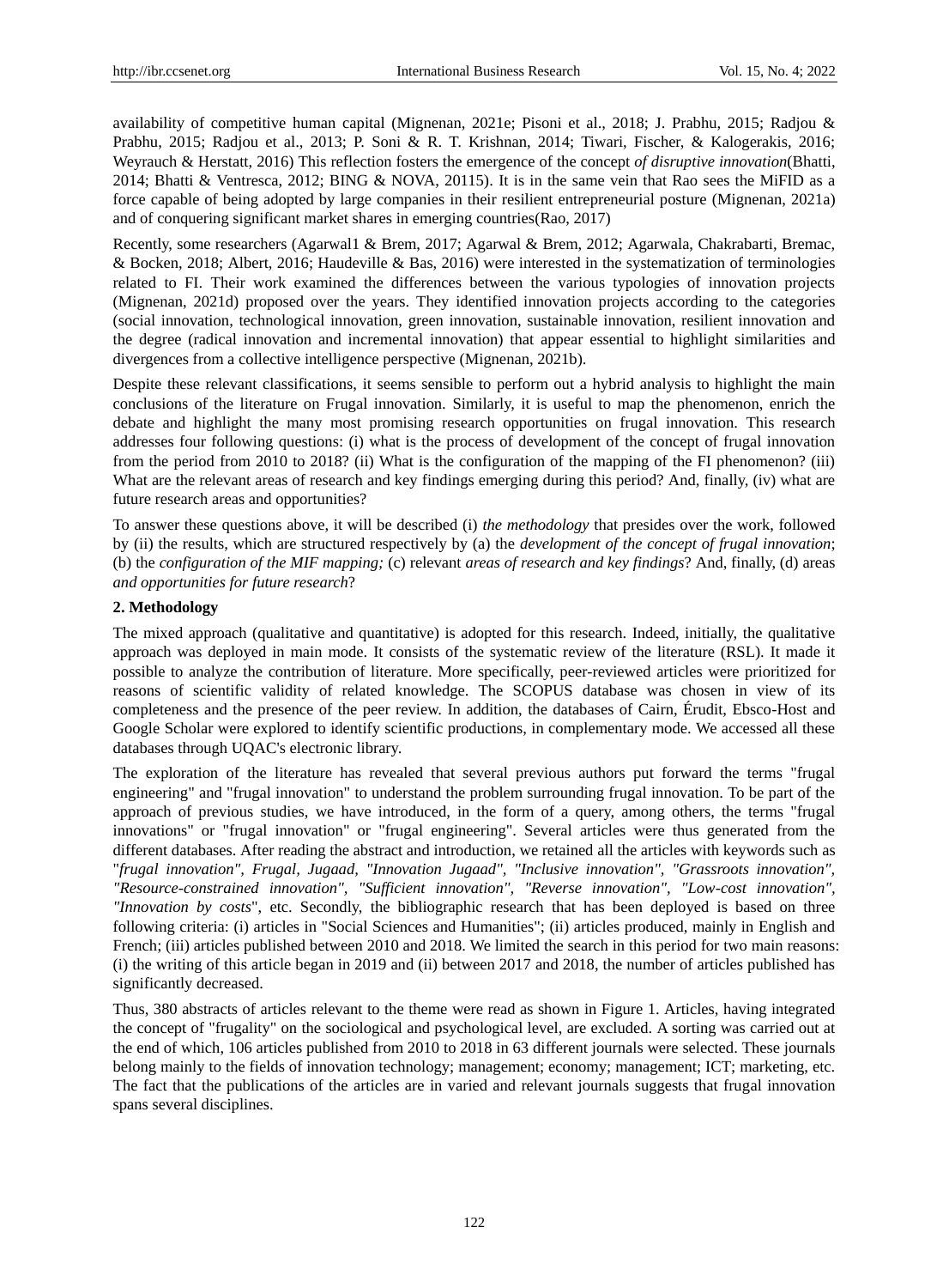availability of competitive human capital (Mignenan, 2021e; Pisoni et al., 2018; J. Prabhu, 2015; Radjou & Prabhu, 2015; Radjou et al., 2013; P. Soni & R. T. Krishnan, 2014; Tiwari, Fischer, & Kalogerakis, 2016; Weyrauch & Herstatt, 2016) This reflection fosters the emergence of the concept *of disruptive innovation*(Bhatti, 2014; Bhatti & Ventresca, 2012; BING & NOVA, 20115). It is in the same vein that Rao sees the MiFID as a force capable of being adopted by large companies in their resilient entrepreneurial posture (Mignenan, 2021a) and of conquering significant market shares in emerging countries(Rao, 2017)

Recently, some researchers (Agarwal1 & Brem, 2017; Agarwal & Brem, 2012; Agarwala, Chakrabarti, Bremac, & Bocken, 2018; Albert, 2016; Haudeville & Bas, 2016) were interested in the systematization of terminologies related to FI. Their work examined the differences between the various typologies of innovation projects (Mignenan, 2021d) proposed over the years. They identified innovation projects according to the categories (social innovation, technological innovation, green innovation, sustainable innovation, resilient innovation and the degree (radical innovation and incremental innovation) that appear essential to highlight similarities and divergences from a collective intelligence perspective (Mignenan, 2021b).

Despite these relevant classifications, it seems sensible to perform out a hybrid analysis to highlight the main conclusions of the literature on Frugal innovation. Similarly, it is useful to map the phenomenon, enrich the debate and highlight the many most promising research opportunities on frugal innovation. This research addresses four following questions: (i) what is the process of development of the concept of frugal innovation from the period from 2010 to 2018? (ii) What is the configuration of the mapping of the FI phenomenon? (iii) What are the relevant areas of research and key findings emerging during this period? And, finally, (iv) what are future research areas and opportunities?

To answer these questions above, it will be described (i) *the methodology* that presides over the work, followed by (ii) the results, which are structured respectively by (a) the *development of the concept of frugal innovation*; (b) the *configuration of the MIF mapping;* (c) relevant *areas of research and key findings*? And, finally, (d) areas *and opportunities for future research*?

## 2. Methodology

The mixed approach (qualitative and quantitative) is adopted for this research. Indeed, initially, the qualitative approach was deployed in main mode. It consists of the systematic review of the literature (RSL). It made it possible to analyze the contribution of literature. More specifically, peer-reviewed articles were prioritized for reasons of scientific validity of related knowledge. The SCOPUS database was chosen in view of its completeness and the presence of the peer review. In addition, the databases of Cairn, Érudit, Ebsco-Host and Google Scholar were explored to identify scientific productions, in complementary mode. We accessed all these databases through UQAC's electronic library.

The exploration of the literature has revealed that several previous authors put forward the terms "frugal engineering" and "frugal innovation" to understand the problem surrounding frugal innovation. To be part of the approach of previous studies, we have introduced, in the form of a query, among others, the terms "frugal innovations" or "frugal innovation" or "frugal engineering". Several articles were thus generated from the different databases. After reading the abstract and introduction, we retained all the articles with keywords such as "*frugal innovation", Frugal, Jugaad, "Innovation Jugaad", "Inclusive innovation", "Grassroots innovation", "Resource-constrained innovation", "Sufficient innovation", "Reverse innovation", "Low-cost innovation", "Innovation by costs*", etc. Secondly, the bibliographic research that has been deployed is based on three following criteria: (i) articles in "Social Sciences and Humanities"; (ii) articles produced, mainly in English and French; (iii) articles published between 2010 and 2018. We limited the search in this period for two main reasons: (i) the writing of this article began in 2019 and (ii) between 2017 and 2018, the number of articles published has significantly decreased.

Thus, 380 abstracts of articles relevant to the theme were read as shown in Figure 1. Articles, having integrated the concept of "frugality" on the sociological and psychological level, are excluded. A sorting was carried out at the end of which, 106 articles published from 2010 to 2018 in 63 different journals were selected. These journals belong mainly to the fields of innovation technology; management; economy; management; ICT; marketing, etc. The fact that the publications of the articles are in varied and relevant journals suggests that frugal innovation spans several disciplines.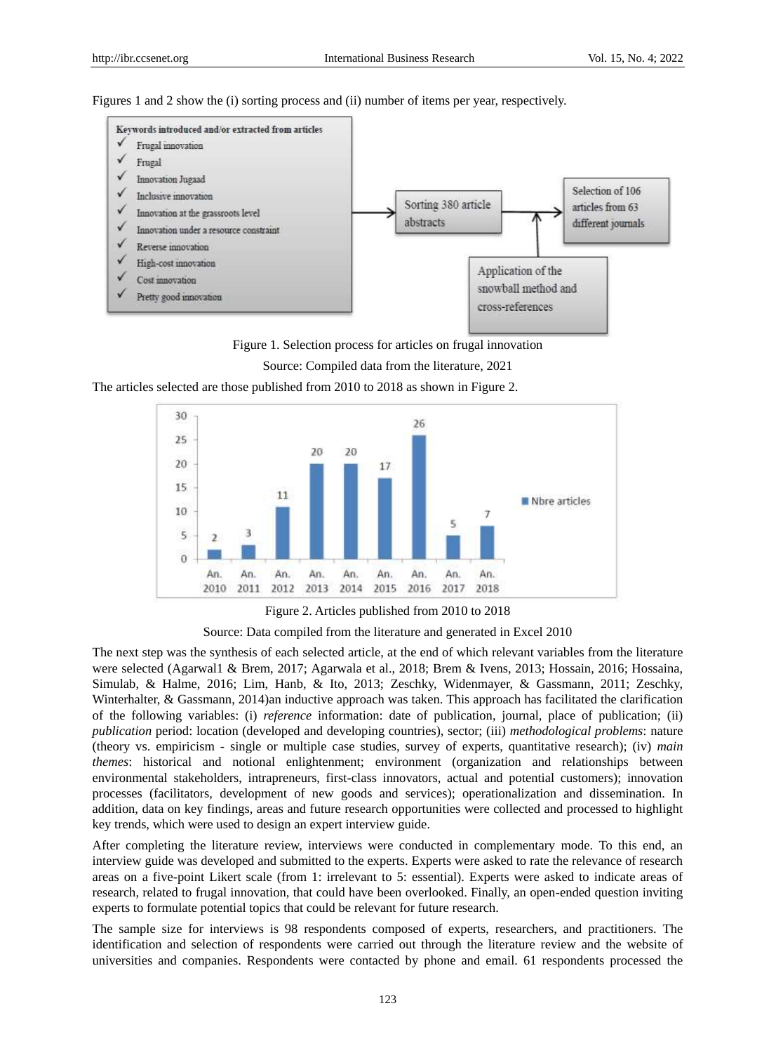Figures 1 and 2 show the (i) sorting process and (ii) number of items per year, respectively.

Keywords introduced and/or extracted from articles

- ✓ Frugal innovation
- ✓ Frugal
- ✓ Innovation Jugaad
- ✓ Inclusive innovation
- ✓ Innovation at the grassroots level
- ✓ Innovation under a resource constraint
- ✓ Reverse innovation
- ✓ High-cost innovation
- ✓ Cost innovation
- ✓ Pretty good innovation

→ Sorting 380 article abstracts → Selection of 106 articles from 63 different journals

↑ Application of the snowball method and cross-references

Figure 1. Selection process for articles on frugal innovation

Source: Compiled data from the literature, 2021

The articles selected are those published from 2010 to 2018 as shown in Figure 2.

| Year | Nbre articles |
| --- | --- |
| An. 2010 | 2 |
| An. 2011 | 3 |
| An. 2012 | 11 |
| An. 2013 | 20 |
| An. 2014 | 20 |
| An. 2015 | 17 |
| An. 2016 | 26 |
| An. 2017 | 5 |
| An. 2018 | 7 |

Figure 2. Articles published from 2010 to 2018

Source: Data compiled from the literature and generated in Excel 2010

The next step was the synthesis of each selected article, at the end of which relevant variables from the literature were selected (Agarwal1 & Brem, 2017; Agarwala et al., 2018; Brem & Ivens, 2013; Hossain, 2016; Hossaina, Simulab, & Halme, 2016; Lim, Hanb, & Ito, 2013; Zeschky, Widenmayer, & Gassmann, 2011; Zeschky, Winterhalter, & Gassmann, 2014)an inductive approach was taken. This approach has facilitated the clarification of the following variables: (i) *reference* information: date of publication, journal, place of publication; (ii) *publication* period: location (developed and developing countries), sector; (iii) *methodological problems*: nature (theory vs. empiricism - single or multiple case studies, survey of experts, quantitative research); (iv) *main themes*: historical and notional enlightenment; environment (organization and relationships between environmental stakeholders, intrapreneurs, first-class innovators, actual and potential customers); innovation processes (facilitators, development of new goods and services); operationalization and dissemination. In addition, data on key findings, areas and future research opportunities were collected and processed to highlight key trends, which were used to design an expert interview guide.

After completing the literature review, interviews were conducted in complementary mode. To this end, an interview guide was developed and submitted to the experts. Experts were asked to rate the relevance of research areas on a five-point Likert scale (from 1: irrelevant to 5: essential). Experts were asked to indicate areas of research, related to frugal innovation, that could have been overlooked. Finally, an open-ended question inviting experts to formulate potential topics that could be relevant for future research.

The sample size for interviews is 98 respondents composed of experts, researchers, and practitioners. The identification and selection of respondents were carried out through the literature review and the website of universities and companies. Respondents were contacted by phone and email. 61 respondents processed the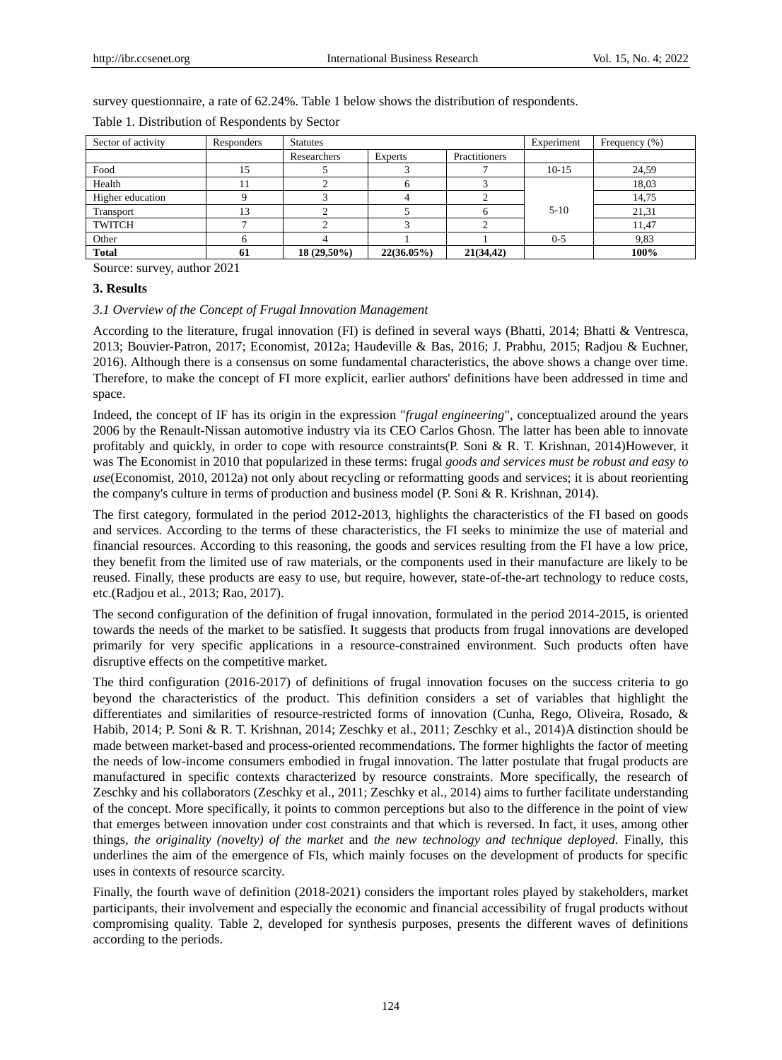survey questionnaire, a rate of 62.24%. Table 1 below shows the distribution of respondents.

Table 1. Distribution of Respondents by Sector

| Sector of activity | Responders | Statutes | | | Experiment | Frequency (%) |
|---|---|---|---|---|---|---|
| | | Researchers | Experts | Practitioners | | |
| Food | 15 | 5 | 3 | 7 | 10-15 | 24,59 |
| Health | 11 | 2 | 6 | 3 | 5-10 | 18,03 |
| Higher education | 9 | 3 | 4 | 2 | | 14,75 |
| Transport | 13 | 2 | 5 | 6 | | 21,31 |
| TWITCH | 7 | 2 | 3 | 2 | | 11,47 |
| Other | 6 | 4 | 1 | 1 | 0-5 | 9,83 |
| **Total** | **61** | **18 (29,50%)** | **22(36.05%)** | **21(34,42)** | | **100%** |

Source: survey, author 2021

### 3. Results

*3.1 Overview of the Concept of Frugal Innovation Management*

According to the literature, frugal innovation (FI) is defined in several ways (Bhatti, 2014; Bhatti & Ventresca, 2013; Bouvier-Patron, 2017; Economist, 2012a; Haudeville & Bas, 2016; J. Prabhu, 2015; Radjou & Euchner, 2016). Although there is a consensus on some fundamental characteristics, the above shows a change over time. Therefore, to make the concept of FI more explicit, earlier authors' definitions have been addressed in time and space.

Indeed, the concept of IF has its origin in the expression "*frugal engineering*", conceptualized around the years 2006 by the Renault-Nissan automotive industry via its CEO Carlos Ghosn. The latter has been able to innovate profitably and quickly, in order to cope with resource constraints(P. Soni & R. T. Krishnan, 2014)However, it was The Economist in 2010 that popularized in these terms: frugal *goods and services must be robust and easy to use*(Economist, 2010, 2012a) not only about recycling or reformatting goods and services; it is about reorienting the company's culture in terms of production and business model (P. Soni & R. Krishnan, 2014).

The first category, formulated in the period 2012-2013, highlights the characteristics of the FI based on goods and services. According to the terms of these characteristics, the FI seeks to minimize the use of material and financial resources. According to this reasoning, the goods and services resulting from the FI have a low price, they benefit from the limited use of raw materials, or the components used in their manufacture are likely to be reused. Finally, these products are easy to use, but require, however, state-of-the-art technology to reduce costs, etc.(Radjou et al., 2013; Rao, 2017).

The second configuration of the definition of frugal innovation, formulated in the period 2014-2015, is oriented towards the needs of the market to be satisfied. It suggests that products from frugal innovations are developed primarily for very specific applications in a resource-constrained environment. Such products often have disruptive effects on the competitive market.

The third configuration (2016-2017) of definitions of frugal innovation focuses on the success criteria to go beyond the characteristics of the product. This definition considers a set of variables that highlight the differentiates and similarities of resource-restricted forms of innovation (Cunha, Rego, Oliveira, Rosado, & Habib, 2014; P. Soni & R. T. Krishnan, 2014; Zeschky et al., 2011; Zeschky et al., 2014)A distinction should be made between market-based and process-oriented recommendations. The former highlights the factor of meeting the needs of low-income consumers embodied in frugal innovation. The latter postulate that frugal products are manufactured in specific contexts characterized by resource constraints. More specifically, the research of Zeschky and his collaborators (Zeschky et al., 2011; Zeschky et al., 2014) aims to further facilitate understanding of the concept. More specifically, it points to common perceptions but also to the difference in the point of view that emerges between innovation under cost constraints and that which is reversed. In fact, it uses, among other things, *the originality (novelty) of the market* and *the new technology and technique deployed*. Finally, this underlines the aim of the emergence of FIs, which mainly focuses on the development of products for specific uses in contexts of resource scarcity.

Finally, the fourth wave of definition (2018-2021) considers the important roles played by stakeholders, market participants, their involvement and especially the economic and financial accessibility of frugal products without compromising quality. Table 2, developed for synthesis purposes, presents the different waves of definitions according to the periods.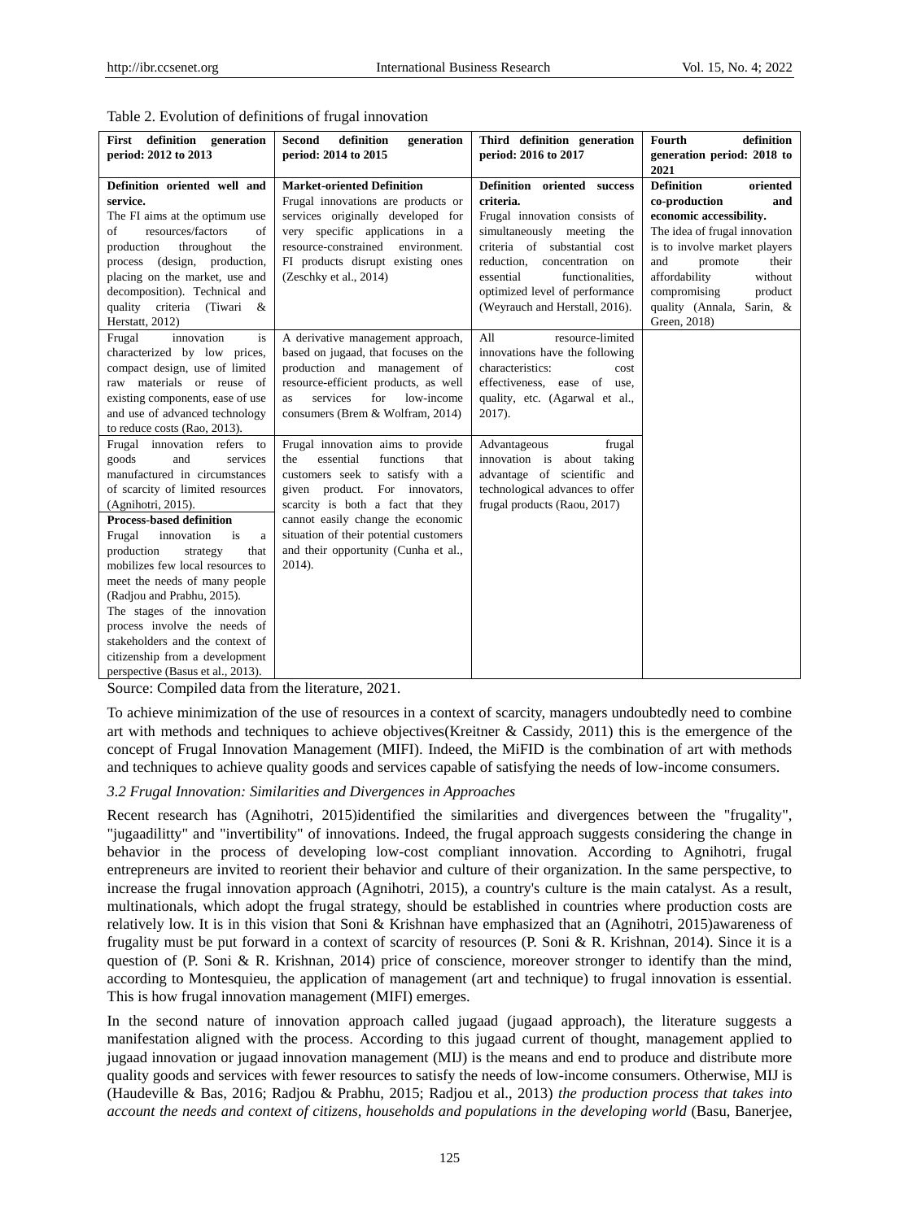Table 2. Evolution of definitions of frugal innovation

| First definition generation period: 2012 to 2013 | Second definition generation period: 2014 to 2015 | Third definition generation period: 2016 to 2017 | Fourth definition generation period: 2018 to 2021 |
|---|---|---|---|
| **Definition oriented well and service.** The FI aims at the optimum use of resources/factors of production throughout the process (design, production, placing on the market, use and decomposition). Technical and quality criteria (Tiwari & Herstatt, 2012) | **Market-oriented Definition** Frugal innovations are products or services originally developed for very specific applications in a resource-constrained environment. FI products disrupt existing ones (Zeschky et al., 2014) | **Definition oriented success criteria.** Frugal innovation consists of simultaneously meeting the criteria of substantial cost reduction, concentration on essential functionalities, optimized level of performance (Weyrauch and Herstall, 2016). | **Definition oriented co-production and economic accessibility.** The idea of frugal innovation is to involve market players and promote their affordability without compromising product quality (Annala, Sarin, & Green, 2018) |
| Frugal innovation is characterized by low prices, compact design, use of limited raw materials or reuse of existing components, ease of use and use of advanced technology to reduce costs (Rao, 2013). | A derivative management approach, based on jugaad, that focuses on the production and management of resource-efficient products, as well as services for low-income consumers (Brem & Wolfram, 2014) | All resource-limited innovations have the following characteristics: cost effectiveness, ease of use, quality, etc. (Agarwal et al., 2017). | |
| Frugal innovation refers to goods and services manufactured in circumstances of scarcity of limited resources (Agnihotri, 2015). **Process-based definition** Frugal innovation is a production strategy that mobilizes few local resources to meet the needs of many people (Radjou and Prabhu, 2015). The stages of the innovation process involve the needs of stakeholders and the context of citizenship from a development perspective (Basus et al., 2013). | Frugal innovation aims to provide the essential functions that customers seek to satisfy with a given product. For innovators, scarcity is both a fact that they cannot easily change the economic situation of their potential customers and their opportunity (Cunha et al., 2014). | Advantageous frugal innovation is about taking advantage of scientific and technological advances to offer frugal products (Raou, 2017) | |

Source: Compiled data from the literature, 2021.

To achieve minimization of the use of resources in a context of scarcity, managers undoubtedly need to combine art with methods and techniques to achieve objectives(Kreitner & Cassidy, 2011) this is the emergence of the concept of Frugal Innovation Management (MIFI). Indeed, the MiFID is the combination of art with methods and techniques to achieve quality goods and services capable of satisfying the needs of low-income consumers.

### 3.2 Frugal Innovation: Similarities and Divergences in Approaches

Recent research has (Agnihotri, 2015)identified the similarities and divergences between the "frugality", "jugaadilitty" and "invertibility" of innovations. Indeed, the frugal approach suggests considering the change in behavior in the process of developing low-cost compliant innovation. According to Agnihotri, frugal entrepreneurs are invited to reorient their behavior and culture of their organization. In the same perspective, to increase the frugal innovation approach (Agnihotri, 2015), a country's culture is the main catalyst. As a result, multinationals, which adopt the frugal strategy, should be established in countries where production costs are relatively low. It is in this vision that Soni & Krishnan have emphasized that an (Agnihotri, 2015)awareness of frugality must be put forward in a context of scarcity of resources (P. Soni & R. Krishnan, 2014). Since it is a question of (P. Soni & R. Krishnan, 2014) price of conscience, moreover stronger to identify than the mind, according to Montesquieu, the application of management (art and technique) to frugal innovation is essential. This is how frugal innovation management (MIFI) emerges.

In the second nature of innovation approach called jugaad (jugaad approach), the literature suggests a manifestation aligned with the process. According to this jugaad current of thought, management applied to jugaad innovation or jugaad innovation management (MIJ) is the means and end to produce and distribute more quality goods and services with fewer resources to satisfy the needs of low-income consumers. Otherwise, MIJ is (Haudeville & Bas, 2016; Radjou & Prabhu, 2015; Radjou et al., 2013) *the production process that takes into account the needs and context of citizens, households and populations in the developing world* (Basu, Banerjee,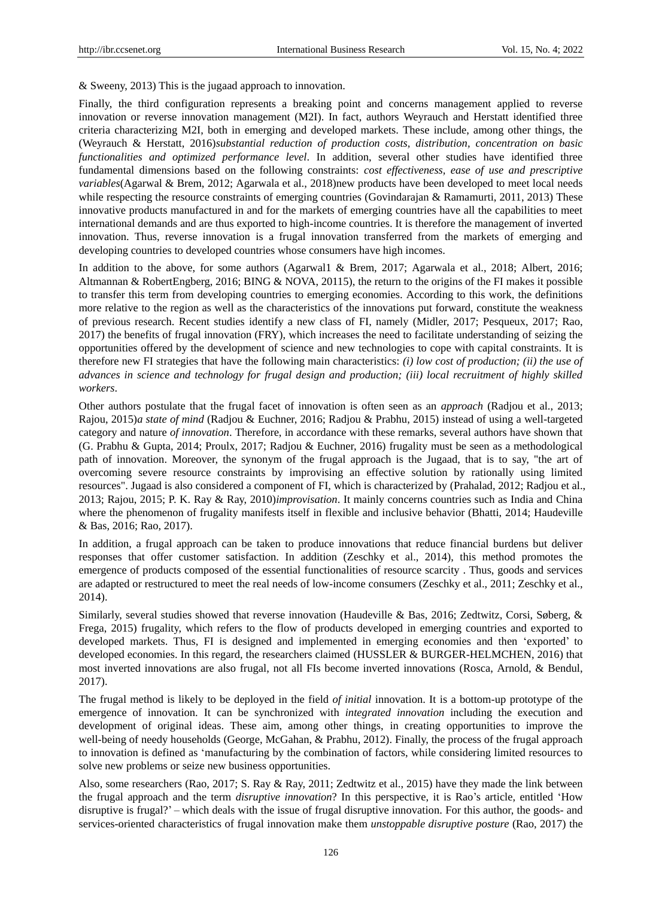& Sweeny, 2013) This is the jugaad approach to innovation.

Finally, the third configuration represents a breaking point and concerns management applied to reverse innovation or reverse innovation management (M2I). In fact, authors Weyrauch and Herstatt identified three criteria characterizing M2I, both in emerging and developed markets. These include, among other things, the (Weyrauch & Herstatt, 2016)*substantial reduction of production costs, distribution, concentration on basic functionalities and optimized performance level*. In addition, several other studies have identified three fundamental dimensions based on the following constraints: *cost effectiveness, ease of use and prescriptive variables*(Agarwal & Brem, 2012; Agarwala et al., 2018)new products have been developed to meet local needs while respecting the resource constraints of emerging countries (Govindarajan & Ramamurti, 2011, 2013) These innovative products manufactured in and for the markets of emerging countries have all the capabilities to meet international demands and are thus exported to high-income countries. It is therefore the management of inverted innovation. Thus, reverse innovation is a frugal innovation transferred from the markets of emerging and developing countries to developed countries whose consumers have high incomes.

In addition to the above, for some authors (Agarwal1 & Brem, 2017; Agarwala et al., 2018; Albert, 2016; Altmannan & RobertEngberg, 2016; BING & NOVA, 20115), the return to the origins of the FI makes it possible to transfer this term from developing countries to emerging economies. According to this work, the definitions more relative to the region as well as the characteristics of the innovations put forward, constitute the weakness of previous research. Recent studies identify a new class of FI, namely (Midler, 2017; Pesqueux, 2017; Rao, 2017) the benefits of frugal innovation (FRY), which increases the need to facilitate understanding of seizing the opportunities offered by the development of science and new technologies to cope with capital constraints. It is therefore new FI strategies that have the following main characteristics: *(i) low cost of production; (ii) the use of advances in science and technology for frugal design and production; (iii) local recruitment of highly skilled workers*.

Other authors postulate that the frugal facet of innovation is often seen as an *approach* (Radjou et al., 2013; Rajou, 2015)*a state of mind* (Radjou & Euchner, 2016; Radjou & Prabhu, 2015) instead of using a well-targeted category and nature *of innovation*. Therefore, in accordance with these remarks, several authors have shown that (G. Prabhu & Gupta, 2014; Proulx, 2017; Radjou & Euchner, 2016) frugality must be seen as a methodological path of innovation. Moreover, the synonym of the frugal approach is the Jugaad, that is to say, "the art of overcoming severe resource constraints by improvising an effective solution by rationally using limited resources". Jugaad is also considered a component of FI, which is characterized by (Prahalad, 2012; Radjou et al., 2013; Rajou, 2015; P. K. Ray & Ray, 2010)*improvisation*. It mainly concerns countries such as India and China where the phenomenon of frugality manifests itself in flexible and inclusive behavior (Bhatti, 2014; Haudeville & Bas, 2016; Rao, 2017).

In addition, a frugal approach can be taken to produce innovations that reduce financial burdens but deliver responses that offer customer satisfaction. In addition (Zeschky et al., 2014), this method promotes the emergence of products composed of the essential functionalities of resource scarcity . Thus, goods and services are adapted or restructured to meet the real needs of low-income consumers (Zeschky et al., 2011; Zeschky et al., 2014).

Similarly, several studies showed that reverse innovation (Haudeville & Bas, 2016; Zedtwitz, Corsi, Søberg, & Frega, 2015) frugality, which refers to the flow of products developed in emerging countries and exported to developed markets. Thus, FI is designed and implemented in emerging economies and then 'exported' to developed economies. In this regard, the researchers claimed (HUSSLER & BURGER-HELMCHEN, 2016) that most inverted innovations are also frugal, not all FIs become inverted innovations (Rosca, Arnold, & Bendul, 2017).

The frugal method is likely to be deployed in the field *of initial* innovation. It is a bottom-up prototype of the emergence of innovation. It can be synchronized with *integrated innovation* including the execution and development of original ideas. These aim, among other things, in creating opportunities to improve the well-being of needy households (George, McGahan, & Prabhu, 2012). Finally, the process of the frugal approach to innovation is defined as 'manufacturing by the combination of factors, while considering limited resources to solve new problems or seize new business opportunities.

Also, some researchers (Rao, 2017; S. Ray & Ray, 2011; Zedtwitz et al., 2015) have they made the link between the frugal approach and the term *disruptive innovation*? In this perspective, it is Rao's article, entitled 'How disruptive is frugal?' – which deals with the issue of frugal disruptive innovation. For this author, the goods- and services-oriented characteristics of frugal innovation make them *unstoppable disruptive posture* (Rao, 2017) the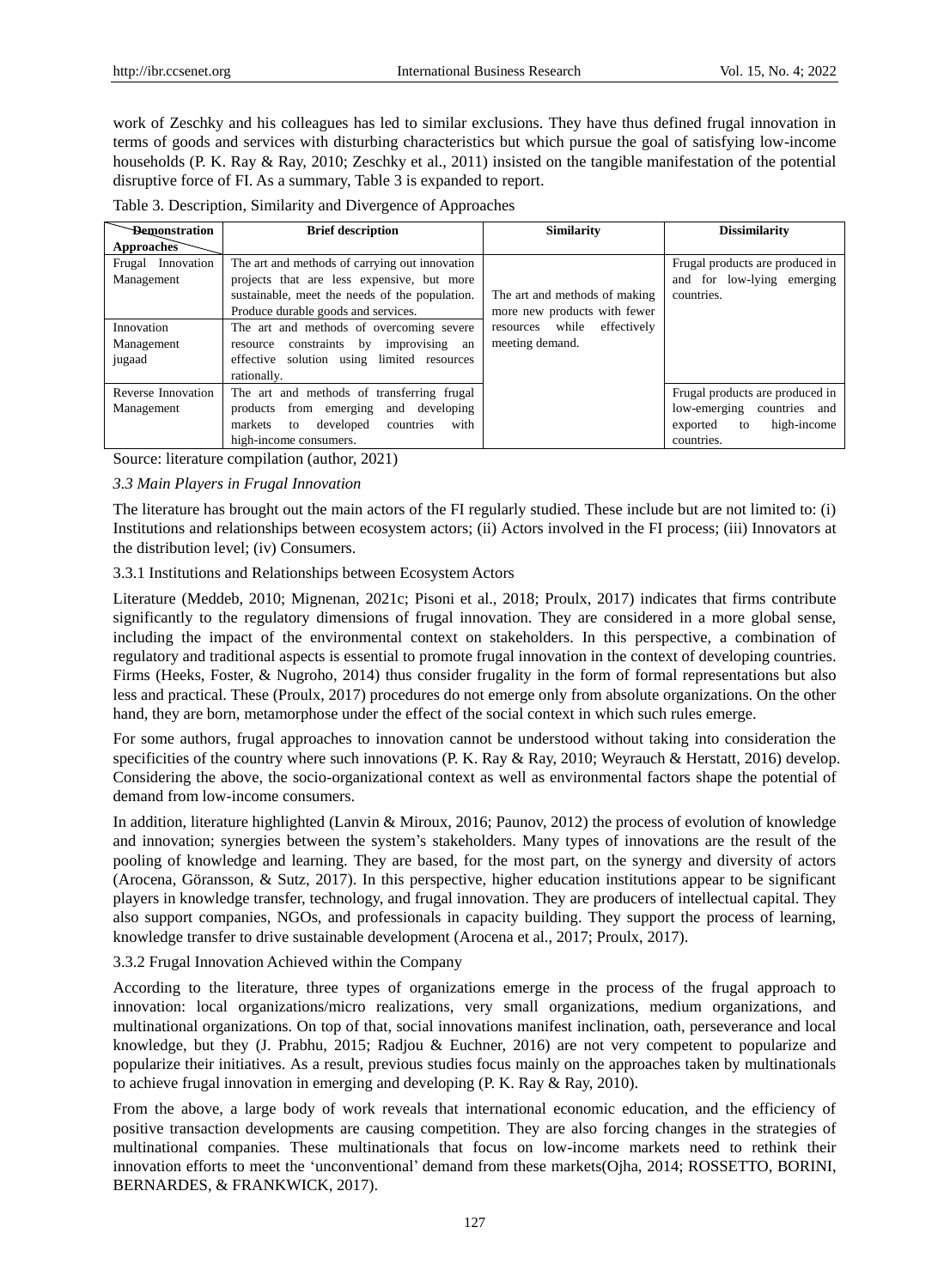work of Zeschky and his colleagues has led to similar exclusions. They have thus defined frugal innovation in terms of goods and services with disturbing characteristics but which pursue the goal of satisfying low-income households (P. K. Ray & Ray, 2010; Zeschky et al., 2011) insisted on the tangible manifestation of the potential disruptive force of FI. As a summary, Table 3 is expanded to report.

Table 3. Description, Similarity and Divergence of Approaches

| Demonstration / Approaches | Brief description | Similarity | Dissimilarity |
|---|---|---|---|
| Frugal Innovation Management | The art and methods of carrying out innovation projects that are less expensive, but more sustainable, meet the needs of the population. Produce durable goods and services. | The art and methods of making more new products with fewer resources while effectively meeting demand. | Frugal products are produced in and for low-lying emerging countries. |
| Innovation Management jugaad | The art and methods of overcoming severe resource constraints by improvising an effective solution using limited resources rationally. | | |
| Reverse Innovation Management | The art and methods of transferring frugal products from emerging and developing markets to developed countries with high-income consumers. | | Frugal products are produced in low-emerging countries and exported to high-income countries. |

Source: literature compilation (author, 2021)

### *3.3 Main Players in Frugal Innovation*

The literature has brought out the main actors of the FI regularly studied. These include but are not limited to: (i) Institutions and relationships between ecosystem actors; (ii) Actors involved in the FI process; (iii) Innovators at the distribution level; (iv) Consumers.

#### 3.3.1 Institutions and Relationships between Ecosystem Actors

Literature (Meddeb, 2010; Mignenan, 2021c; Pisoni et al., 2018; Proulx, 2017) indicates that firms contribute significantly to the regulatory dimensions of frugal innovation. They are considered in a more global sense, including the impact of the environmental context on stakeholders. In this perspective, a combination of regulatory and traditional aspects is essential to promote frugal innovation in the context of developing countries. Firms (Heeks, Foster, & Nugroho, 2014) thus consider frugality in the form of formal representations but also less and practical. These (Proulx, 2017) procedures do not emerge only from absolute organizations. On the other hand, they are born, metamorphose under the effect of the social context in which such rules emerge.

For some authors, frugal approaches to innovation cannot be understood without taking into consideration the specificities of the country where such innovations (P. K. Ray & Ray, 2010; Weyrauch & Herstatt, 2016) develop. Considering the above, the socio-organizational context as well as environmental factors shape the potential of demand from low-income consumers.

In addition, literature highlighted (Lanvin & Miroux, 2016; Paunov, 2012) the process of evolution of knowledge and innovation; synergies between the system's stakeholders. Many types of innovations are the result of the pooling of knowledge and learning. They are based, for the most part, on the synergy and diversity of actors (Arocena, Göransson, & Sutz, 2017). In this perspective, higher education institutions appear to be significant players in knowledge transfer, technology, and frugal innovation. They are producers of intellectual capital. They also support companies, NGOs, and professionals in capacity building. They support the process of learning, knowledge transfer to drive sustainable development (Arocena et al., 2017; Proulx, 2017).

#### 3.3.2 Frugal Innovation Achieved within the Company

According to the literature, three types of organizations emerge in the process of the frugal approach to innovation: local organizations/micro realizations, very small organizations, medium organizations, and multinational organizations. On top of that, social innovations manifest inclination, oath, perseverance and local knowledge, but they (J. Prabhu, 2015; Radjou & Euchner, 2016) are not very competent to popularize and popularize their initiatives. As a result, previous studies focus mainly on the approaches taken by multinationals to achieve frugal innovation in emerging and developing (P. K. Ray & Ray, 2010).

From the above, a large body of work reveals that international economic education, and the efficiency of positive transaction developments are causing competition. They are also forcing changes in the strategies of multinational companies. These multinationals that focus on low-income markets need to rethink their innovation efforts to meet the 'unconventional' demand from these markets(Ojha, 2014; ROSSETTO, BORINI, BERNARDES, & FRANKWICK, 2017).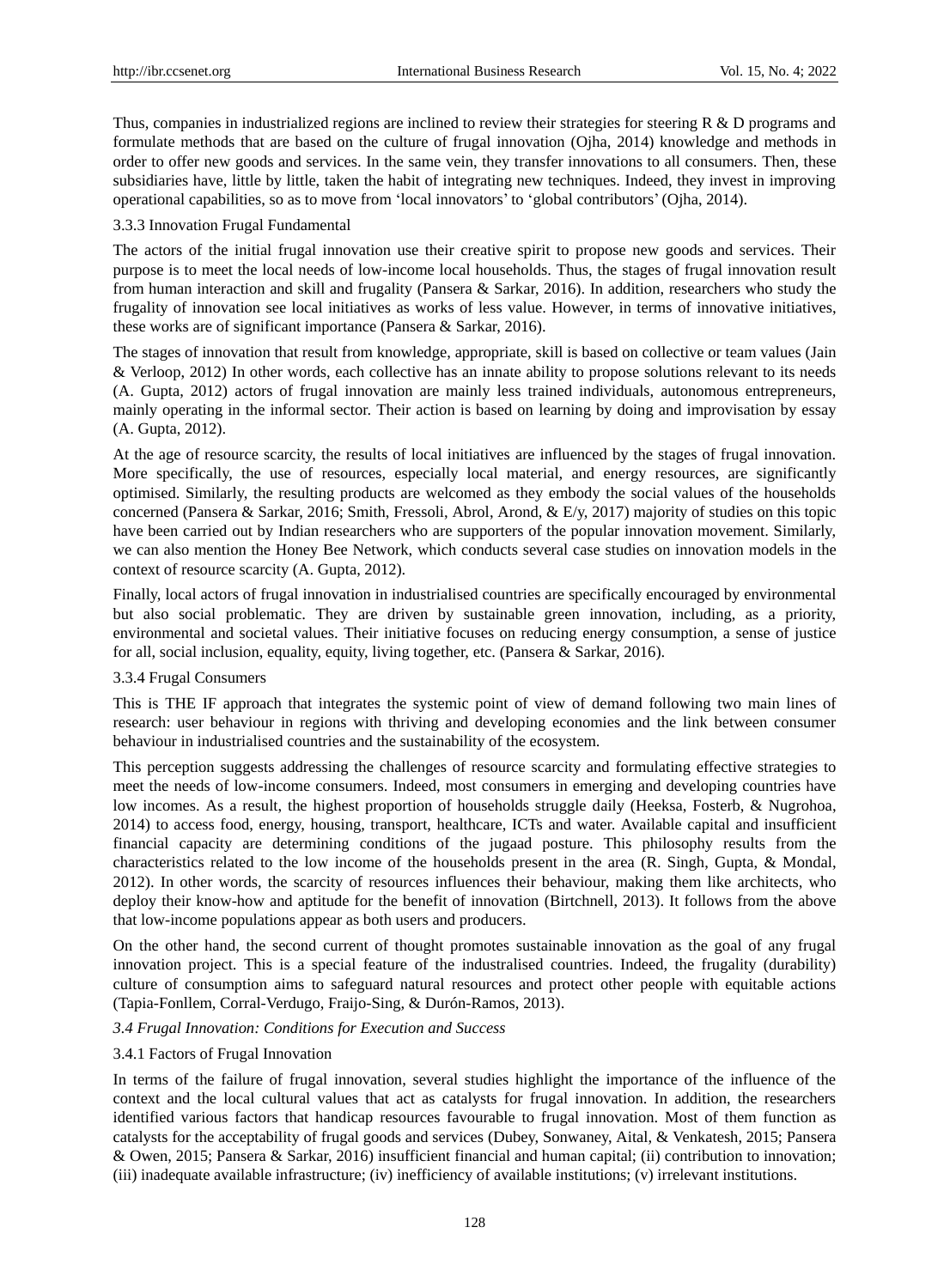Thus, companies in industrialized regions are inclined to review their strategies for steering R & D programs and formulate methods that are based on the culture of frugal innovation (Ojha, 2014) knowledge and methods in order to offer new goods and services. In the same vein, they transfer innovations to all consumers. Then, these subsidiaries have, little by little, taken the habit of integrating new techniques. Indeed, they invest in improving operational capabilities, so as to move from 'local innovators' to 'global contributors' (Ojha, 2014).

#### 3.3.3 Innovation Frugal Fundamental

The actors of the initial frugal innovation use their creative spirit to propose new goods and services. Their purpose is to meet the local needs of low-income local households. Thus, the stages of frugal innovation result from human interaction and skill and frugality (Pansera & Sarkar, 2016). In addition, researchers who study the frugality of innovation see local initiatives as works of less value. However, in terms of innovative initiatives, these works are of significant importance (Pansera & Sarkar, 2016).

The stages of innovation that result from knowledge, appropriate, skill is based on collective or team values (Jain & Verloop, 2012) In other words, each collective has an innate ability to propose solutions relevant to its needs (A. Gupta, 2012) actors of frugal innovation are mainly less trained individuals, autonomous entrepreneurs, mainly operating in the informal sector. Their action is based on learning by doing and improvisation by essay (A. Gupta, 2012).

At the age of resource scarcity, the results of local initiatives are influenced by the stages of frugal innovation. More specifically, the use of resources, especially local material, and energy resources, are significantly optimised. Similarly, the resulting products are welcomed as they embody the social values of the households concerned (Pansera & Sarkar, 2016; Smith, Fressoli, Abrol, Arond, & E/y, 2017) majority of studies on this topic have been carried out by Indian researchers who are supporters of the popular innovation movement. Similarly, we can also mention the Honey Bee Network, which conducts several case studies on innovation models in the context of resource scarcity (A. Gupta, 2012).

Finally, local actors of frugal innovation in industrialised countries are specifically encouraged by environmental but also social problematic. They are driven by sustainable green innovation, including, as a priority, environmental and societal values. Their initiative focuses on reducing energy consumption, a sense of justice for all, social inclusion, equality, equity, living together, etc. (Pansera & Sarkar, 2016).

#### 3.3.4 Frugal Consumers

This is THE IF approach that integrates the systemic point of view of demand following two main lines of research: user behaviour in regions with thriving and developing economies and the link between consumer behaviour in industrialised countries and the sustainability of the ecosystem.

This perception suggests addressing the challenges of resource scarcity and formulating effective strategies to meet the needs of low-income consumers. Indeed, most consumers in emerging and developing countries have low incomes. As a result, the highest proportion of households struggle daily (Heeksa, Fosterb, & Nugrohoa, 2014) to access food, energy, housing, transport, healthcare, ICTs and water. Available capital and insufficient financial capacity are determining conditions of the jugaad posture. This philosophy results from the characteristics related to the low income of the households present in the area (R. Singh, Gupta, & Mondal, 2012). In other words, the scarcity of resources influences their behaviour, making them like architects, who deploy their know-how and aptitude for the benefit of innovation (Birtchnell, 2013). It follows from the above that low-income populations appear as both users and producers.

On the other hand, the second current of thought promotes sustainable innovation as the goal of any frugal innovation project. This is a special feature of the industralised countries. Indeed, the frugality (durability) culture of consumption aims to safeguard natural resources and protect other people with equitable actions (Tapia-Fonllem, Corral-Verdugo, Fraijo-Sing, & Durón-Ramos, 2013).

### *3.4 Frugal Innovation: Conditions for Execution and Success*

#### 3.4.1 Factors of Frugal Innovation

In terms of the failure of frugal innovation, several studies highlight the importance of the influence of the context and the local cultural values that act as catalysts for frugal innovation. In addition, the researchers identified various factors that handicap resources favourable to frugal innovation. Most of them function as catalysts for the acceptability of frugal goods and services (Dubey, Sonwaney, Aital, & Venkatesh, 2015; Pansera & Owen, 2015; Pansera & Sarkar, 2016) insufficient financial and human capital; (ii) contribution to innovation; (iii) inadequate available infrastructure; (iv) inefficiency of available institutions; (v) irrelevant institutions.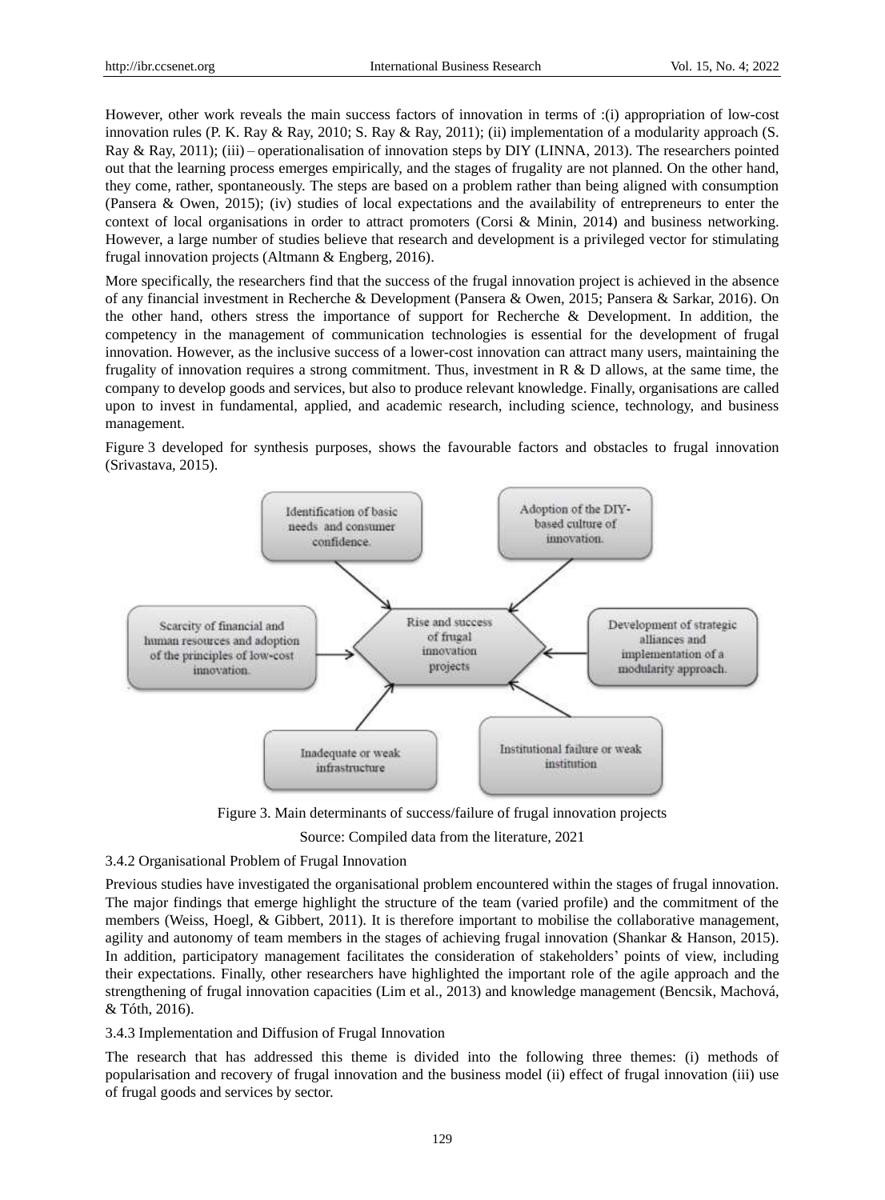However, other work reveals the main success factors of innovation in terms of :(i) appropriation of low-cost innovation rules (P. K. Ray & Ray, 2010; S. Ray & Ray, 2011); (ii) implementation of a modularity approach (S. Ray & Ray, 2011); (iii) – operationalisation of innovation steps by DIY (LINNA, 2013). The researchers pointed out that the learning process emerges empirically, and the stages of frugality are not planned. On the other hand, they come, rather, spontaneously. The steps are based on a problem rather than being aligned with consumption (Pansera & Owen, 2015); (iv) studies of local expectations and the availability of entrepreneurs to enter the context of local organisations in order to attract promoters (Corsi & Minin, 2014) and business networking. However, a large number of studies believe that research and development is a privileged vector for stimulating frugal innovation projects (Altmann & Engberg, 2016).

More specifically, the researchers find that the success of the frugal innovation project is achieved in the absence of any financial investment in Recherche & Development (Pansera & Owen, 2015; Pansera & Sarkar, 2016). On the other hand, others stress the importance of support for Recherche & Development. In addition, the competency in the management of communication technologies is essential for the development of frugal innovation. However, as the inclusive success of a lower-cost innovation can attract many users, maintaining the frugality of innovation requires a strong commitment. Thus, investment in R & D allows, at the same time, the company to develop goods and services, but also to produce relevant knowledge. Finally, organisations are called upon to invest in fundamental, applied, and academic research, including science, technology, and business management.

Figure 3 developed for synthesis purposes, shows the favourable factors and obstacles to frugal innovation (Srivastava, 2015).

Identification of basic needs and consumer confidence.

Adoption of the DIY-based culture of innovation.

Scarcity of financial and human resources and adoption of the principles of low-cost innovation.

Rise and success of frugal innovation projects

Development of strategic alliances and implementation of a modularity approach.

Inadequate or weak infrastructure

Institutional failure or weak institution

Figure 3. Main determinants of success/failure of frugal innovation projects

Source: Compiled data from the literature, 2021

#### 3.4.2 Organisational Problem of Frugal Innovation

Previous studies have investigated the organisational problem encountered within the stages of frugal innovation. The major findings that emerge highlight the structure of the team (varied profile) and the commitment of the members (Weiss, Hoegl, & Gibbert, 2011). It is therefore important to mobilise the collaborative management, agility and autonomy of team members in the stages of achieving frugal innovation (Shankar & Hanson, 2015). In addition, participatory management facilitates the consideration of stakeholders' points of view, including their expectations. Finally, other researchers have highlighted the important role of the agile approach and the strengthening of frugal innovation capacities (Lim et al., 2013) and knowledge management (Bencsik, Machová, & Tóth, 2016).

#### 3.4.3 Implementation and Diffusion of Frugal Innovation

The research that has addressed this theme is divided into the following three themes: (i) methods of popularisation and recovery of frugal innovation and the business model (ii) effect of frugal innovation (iii) use of frugal goods and services by sector.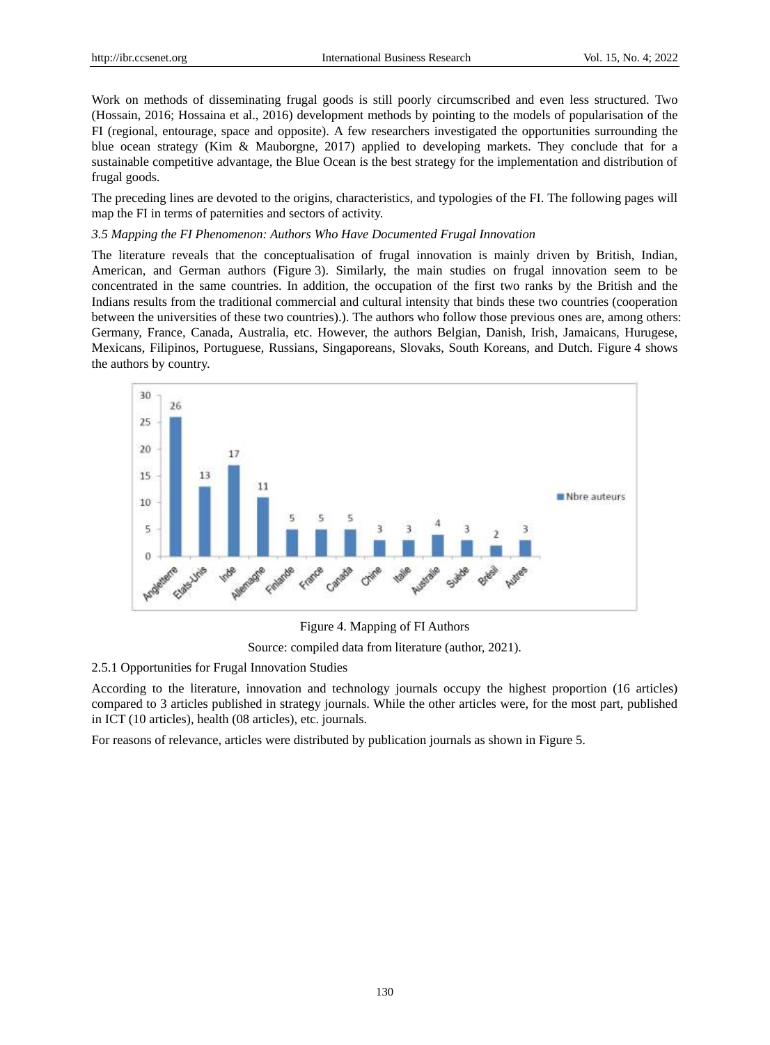Work on methods of disseminating frugal goods is still poorly circumscribed and even less structured. Two (Hossain, 2016; Hossaina et al., 2016) development methods by pointing to the models of popularisation of the FI (regional, entourage, space and opposite). A few researchers investigated the opportunities surrounding the blue ocean strategy (Kim & Mauborgne, 2017) applied to developing markets. They conclude that for a sustainable competitive advantage, the Blue Ocean is the best strategy for the implementation and distribution of frugal goods.

The preceding lines are devoted to the origins, characteristics, and typologies of the FI. The following pages will map the FI in terms of paternities and sectors of activity.

### *3.5 Mapping the FI Phenomenon: Authors Who Have Documented Frugal Innovation*

The literature reveals that the conceptualisation of frugal innovation is mainly driven by British, Indian, American, and German authors (Figure 3). Similarly, the main studies on frugal innovation seem to be concentrated in the same countries. In addition, the occupation of the first two ranks by the British and the Indians results from the traditional commercial and cultural intensity that binds these two countries (cooperation between the universities of these two countries).). The authors who follow those previous ones are, among others: Germany, France, Canada, Australia, etc. However, the authors Belgian, Danish, Irish, Jamaicans, Hurugese, Mexicans, Filipinos, Portuguese, Russians, Singaporeans, Slovaks, South Koreans, and Dutch. Figure 4 shows the authors by country.

| Pays | Nbre auteurs |
|---|---|
| Angletterre | 26 |
| Etats-Unis | 13 |
| Inde | 17 |
| Allemagne | 11 |
| Finlande | 5 |
| France | 5 |
| Canada | 5 |
| Chine | 3 |
| Italie | 3 |
| Australie | 4 |
| Suède | 3 |
| Brésil | 2 |
| Autres | 3 |

Figure 4. Mapping of FI Authors

Source: compiled data from literature (author, 2021).

### 2.5.1 Opportunities for Frugal Innovation Studies

According to the literature, innovation and technology journals occupy the highest proportion (16 articles) compared to 3 articles published in strategy journals. While the other articles were, for the most part, published in ICT (10 articles), health (08 articles), etc. journals.

For reasons of relevance, articles were distributed by publication journals as shown in Figure 5.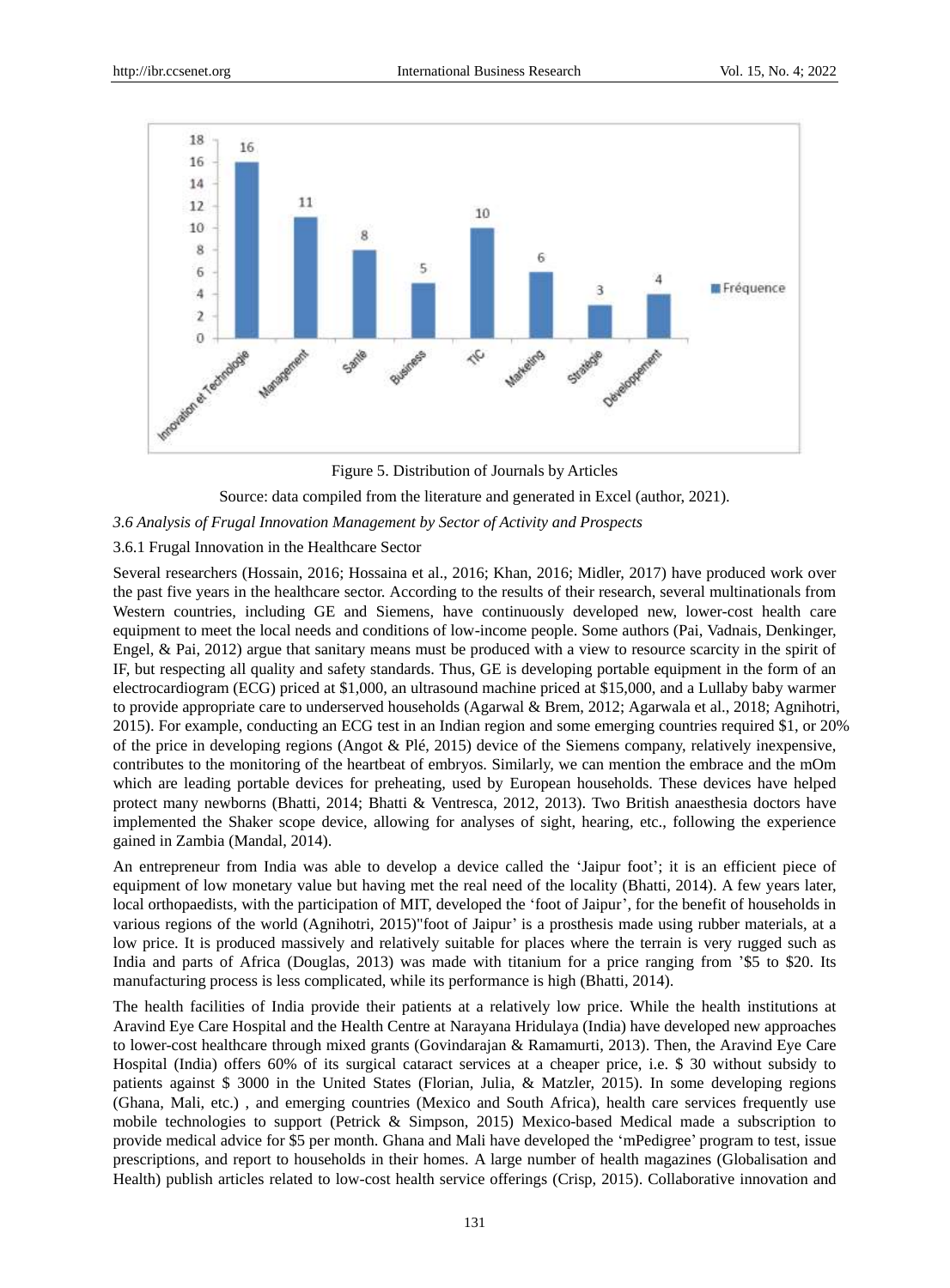Figure 5. Distribution of Journals by Articles

Source: data compiled from the literature and generated in Excel (author, 2021).

### *3.6 Analysis of Frugal Innovation Management by Sector of Activity and Prospects*

#### 3.6.1 Frugal Innovation in the Healthcare Sector

Several researchers (Hossain, 2016; Hossaina et al., 2016; Khan, 2016; Midler, 2017) have produced work over the past five years in the healthcare sector. According to the results of their research, several multinationals from Western countries, including GE and Siemens, have continuously developed new, lower-cost health care equipment to meet the local needs and conditions of low-income people. Some authors (Pai, Vadnais, Denkinger, Engel, & Pai, 2012) argue that sanitary means must be produced with a view to resource scarcity in the spirit of IF, but respecting all quality and safety standards. Thus, GE is developing portable equipment in the form of an electrocardiogram (ECG) priced at $1,000, an ultrasound machine priced at $15,000, and a Lullaby baby warmer to provide appropriate care to underserved households (Agarwal & Brem, 2012; Agarwala et al., 2018; Agnihotri, 2015). For example, conducting an ECG test in an Indian region and some emerging countries required $1, or 20% of the price in developing regions (Angot & Plé, 2015) device of the Siemens company, relatively inexpensive, contributes to the monitoring of the heartbeat of embryos. Similarly, we can mention the embrace and the mOm which are leading portable devices for preheating, used by European households. These devices have helped protect many newborns (Bhatti, 2014; Bhatti & Ventresca, 2012, 2013). Two British anaesthesia doctors have implemented the Shaker scope device, allowing for analyses of sight, hearing, etc., following the experience gained in Zambia (Mandal, 2014).

An entrepreneur from India was able to develop a device called the 'Jaipur foot'; it is an efficient piece of equipment of low monetary value but having met the real need of the locality (Bhatti, 2014). A few years later, local orthopaedists, with the participation of MIT, developed the 'foot of Jaipur', for the benefit of households in various regions of the world (Agnihotri, 2015)"foot of Jaipur' is a prosthesis made using rubber materials, at a low price. It is produced massively and relatively suitable for places where the terrain is very rugged such as India and parts of Africa (Douglas, 2013) was made with titanium for a price ranging from '$5 to $20. Its manufacturing process is less complicated, while its performance is high (Bhatti, 2014).

The health facilities of India provide their patients at a relatively low price. While the health institutions at Aravind Eye Care Hospital and the Health Centre at Narayana Hridulaya (India) have developed new approaches to lower-cost healthcare through mixed grants (Govindarajan & Ramamurti, 2013). Then, the Aravind Eye Care Hospital (India) offers 60% of its surgical cataract services at a cheaper price, i.e. $ 30 without subsidy to patients against $ 3000 in the United States (Florian, Julia, & Matzler, 2015). In some developing regions (Ghana, Mali, etc.) , and emerging countries (Mexico and South Africa), health care services frequently use mobile technologies to support (Petrick & Simpson, 2015) Mexico-based Medical made a subscription to provide medical advice for $5 per month. Ghana and Mali have developed the 'mPedigree' program to test, issue prescriptions, and report to households in their homes. A large number of health magazines (Globalisation and Health) publish articles related to low-cost health service offerings (Crisp, 2015). Collaborative innovation and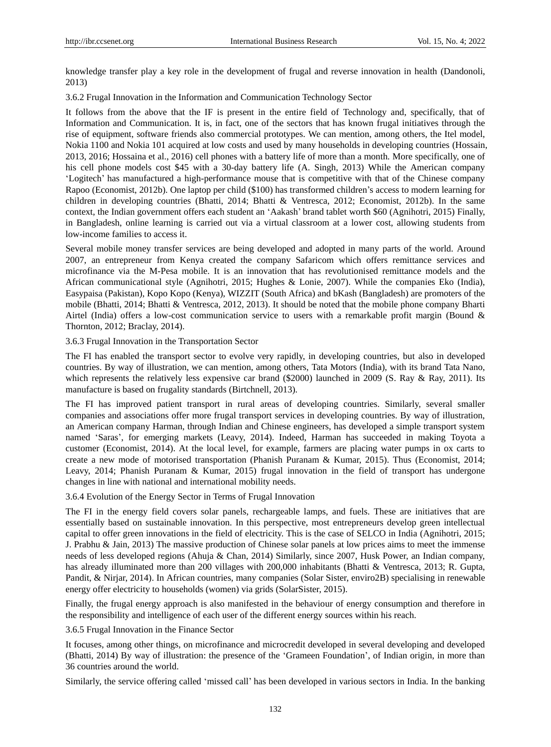knowledge transfer play a key role in the development of frugal and reverse innovation in health (Dandonoli, 2013)

### 3.6.2 Frugal Innovation in the Information and Communication Technology Sector

It follows from the above that the IF is present in the entire field of Technology and, specifically, that of Information and Communication. It is, in fact, one of the sectors that has known frugal initiatives through the rise of equipment, software friends also commercial prototypes. We can mention, among others, the Itel model, Nokia 1100 and Nokia 101 acquired at low costs and used by many households in developing countries (Hossain, 2013, 2016; Hossaina et al., 2016) cell phones with a battery life of more than a month. More specifically, one of his cell phone models cost $45 with a 30-day battery life (A. Singh, 2013) While the American company 'Logitech' has manufactured a high-performance mouse that is competitive with that of the Chinese company Rapoo (Economist, 2012b). One laptop per child ($100) has transformed children's access to modern learning for children in developing countries (Bhatti, 2014; Bhatti & Ventresca, 2012; Economist, 2012b). In the same context, the Indian government offers each student an 'Aakash' brand tablet worth $60 (Agnihotri, 2015) Finally, in Bangladesh, online learning is carried out via a virtual classroom at a lower cost, allowing students from low-income families to access it.

Several mobile money transfer services are being developed and adopted in many parts of the world. Around 2007, an entrepreneur from Kenya created the company Safaricom which offers remittance services and microfinance via the M-Pesa mobile. It is an innovation that has revolutionised remittance models and the African communicational style (Agnihotri, 2015; Hughes & Lonie, 2007). While the companies Eko (India), Easypaisa (Pakistan), Kopo Kopo (Kenya), WIZZIT (South Africa) and bKash (Bangladesh) are promoters of the mobile (Bhatti, 2014; Bhatti & Ventresca, 2012, 2013). It should be noted that the mobile phone company Bharti Airtel (India) offers a low-cost communication service to users with a remarkable profit margin (Bound & Thornton, 2012; Braclay, 2014).

### 3.6.3 Frugal Innovation in the Transportation Sector

The FI has enabled the transport sector to evolve very rapidly, in developing countries, but also in developed countries. By way of illustration, we can mention, among others, Tata Motors (India), with its brand Tata Nano, which represents the relatively less expensive car brand ($2000) launched in 2009 (S. Ray & Ray, 2011). Its manufacture is based on frugality standards (Birtchnell, 2013).

The FI has improved patient transport in rural areas of developing countries. Similarly, several smaller companies and associations offer more frugal transport services in developing countries. By way of illustration, an American company Harman, through Indian and Chinese engineers, has developed a simple transport system named 'Saras', for emerging markets (Leavy, 2014). Indeed, Harman has succeeded in making Toyota a customer (Economist, 2014). At the local level, for example, farmers are placing water pumps in ox carts to create a new mode of motorised transportation (Phanish Puranam & Kumar, 2015). Thus (Economist, 2014; Leavy, 2014; Phanish Puranam & Kumar, 2015) frugal innovation in the field of transport has undergone changes in line with national and international mobility needs.

### 3.6.4 Evolution of the Energy Sector in Terms of Frugal Innovation

The FI in the energy field covers solar panels, rechargeable lamps, and fuels. These are initiatives that are essentially based on sustainable innovation. In this perspective, most entrepreneurs develop green intellectual capital to offer green innovations in the field of electricity. This is the case of SELCO in India (Agnihotri, 2015; J. Prabhu & Jain, 2013) The massive production of Chinese solar panels at low prices aims to meet the immense needs of less developed regions (Ahuja & Chan, 2014) Similarly, since 2007, Husk Power, an Indian company, has already illuminated more than 200 villages with 200,000 inhabitants (Bhatti & Ventresca, 2013; R. Gupta, Pandit, & Nirjar, 2014). In African countries, many companies (Solar Sister, enviro2B) specialising in renewable energy offer electricity to households (women) via grids (SolarSister, 2015).

Finally, the frugal energy approach is also manifested in the behaviour of energy consumption and therefore in the responsibility and intelligence of each user of the different energy sources within his reach.

### 3.6.5 Frugal Innovation in the Finance Sector

It focuses, among other things, on microfinance and microcredit developed in several developing and developed (Bhatti, 2014) By way of illustration: the presence of the 'Grameen Foundation', of Indian origin, in more than 36 countries around the world.

Similarly, the service offering called 'missed call' has been developed in various sectors in India. In the banking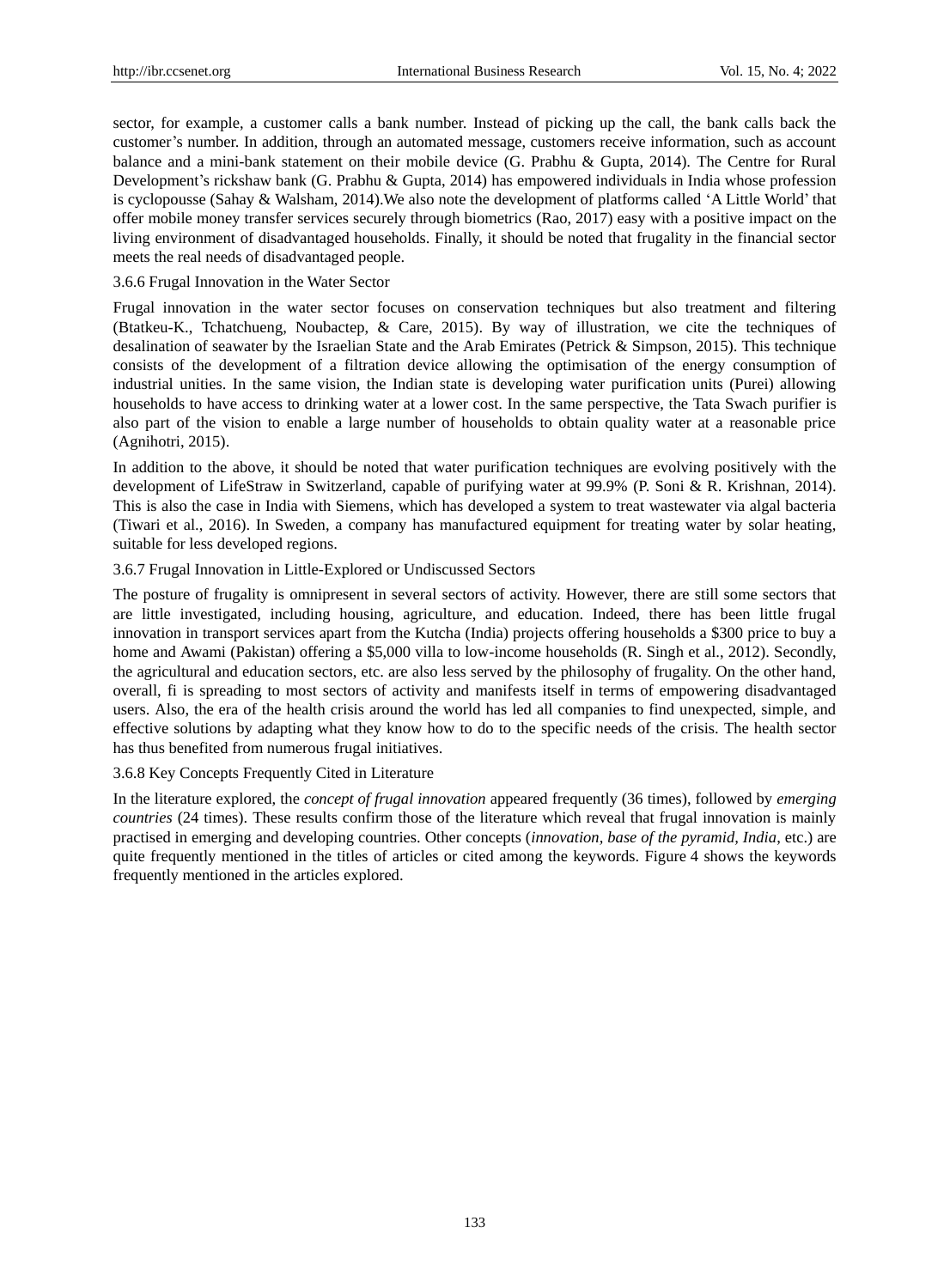sector, for example, a customer calls a bank number. Instead of picking up the call, the bank calls back the customer's number. In addition, through an automated message, customers receive information, such as account balance and a mini-bank statement on their mobile device (G. Prabhu & Gupta, 2014). The Centre for Rural Development's rickshaw bank (G. Prabhu & Gupta, 2014) has empowered individuals in India whose profession is cyclopousse (Sahay & Walsham, 2014).We also note the development of platforms called 'A Little World' that offer mobile money transfer services securely through biometrics (Rao, 2017) easy with a positive impact on the living environment of disadvantaged households. Finally, it should be noted that frugality in the financial sector meets the real needs of disadvantaged people.

#### 3.6.6 Frugal Innovation in the Water Sector

Frugal innovation in the water sector focuses on conservation techniques but also treatment and filtering (Btatkeu-K., Tchatchueng, Noubactep, & Care, 2015). By way of illustration, we cite the techniques of desalination of seawater by the Israelian State and the Arab Emirates (Petrick & Simpson, 2015). This technique consists of the development of a filtration device allowing the optimisation of the energy consumption of industrial unities. In the same vision, the Indian state is developing water purification units (Purei) allowing households to have access to drinking water at a lower cost. In the same perspective, the Tata Swach purifier is also part of the vision to enable a large number of households to obtain quality water at a reasonable price (Agnihotri, 2015).

In addition to the above, it should be noted that water purification techniques are evolving positively with the development of LifeStraw in Switzerland, capable of purifying water at 99.9% (P. Soni & R. Krishnan, 2014). This is also the case in India with Siemens, which has developed a system to treat wastewater via algal bacteria (Tiwari et al., 2016). In Sweden, a company has manufactured equipment for treating water by solar heating, suitable for less developed regions.

#### 3.6.7 Frugal Innovation in Little-Explored or Undiscussed Sectors

The posture of frugality is omnipresent in several sectors of activity. However, there are still some sectors that are little investigated, including housing, agriculture, and education. Indeed, there has been little frugal innovation in transport services apart from the Kutcha (India) projects offering households a $300 price to buy a home and Awami (Pakistan) offering a $5,000 villa to low-income households (R. Singh et al., 2012). Secondly, the agricultural and education sectors, etc. are also less served by the philosophy of frugality. On the other hand, overall, fi is spreading to most sectors of activity and manifests itself in terms of empowering disadvantaged users. Also, the era of the health crisis around the world has led all companies to find unexpected, simple, and effective solutions by adapting what they know how to do to the specific needs of the crisis. The health sector has thus benefited from numerous frugal initiatives.

#### 3.6.8 Key Concepts Frequently Cited in Literature

In the literature explored, the *concept of frugal innovation* appeared frequently (36 times), followed by *emerging countries* (24 times). These results confirm those of the literature which reveal that frugal innovation is mainly practised in emerging and developing countries. Other concepts (*innovation, base of the pyramid, India*, etc.) are quite frequently mentioned in the titles of articles or cited among the keywords. Figure 4 shows the keywords frequently mentioned in the articles explored.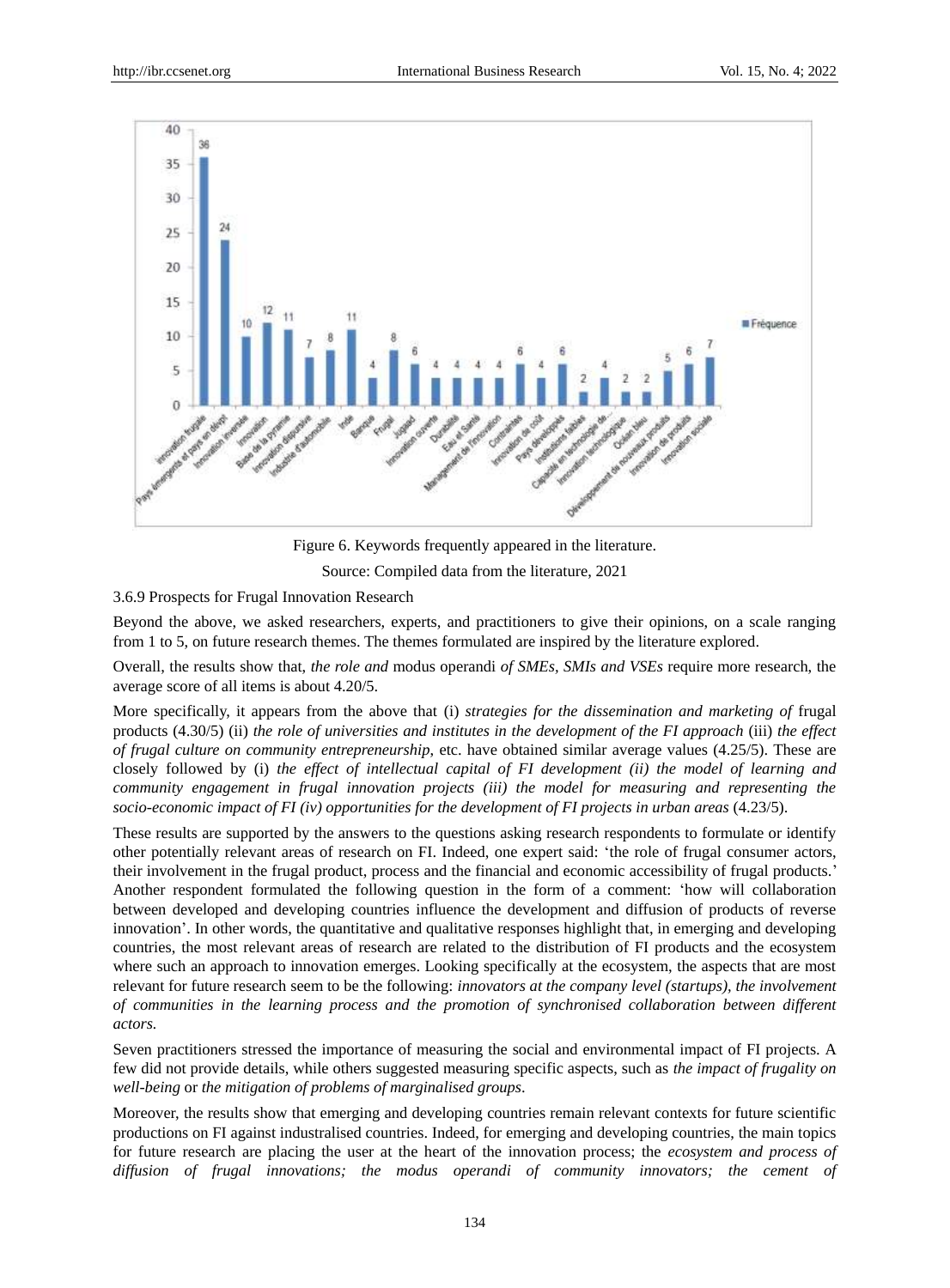Figure 6. Keywords frequently appeared in the literature.

Source: Compiled data from the literature, 2021

#### 3.6.9 Prospects for Frugal Innovation Research

Beyond the above, we asked researchers, experts, and practitioners to give their opinions, on a scale ranging from 1 to 5, on future research themes. The themes formulated are inspired by the literature explored.

Overall, the results show that, *the role and* modus operandi *of SMEs, SMIs and VSEs* require more research, the average score of all items is about 4.20/5.

More specifically, it appears from the above that (i) *strategies for the dissemination and marketing of* frugal products (4.30/5) (ii) *the role of universities and institutes in the development of the FI approach* (iii) *the effect of frugal culture on community entrepreneurship*, etc. have obtained similar average values (4.25/5). These are closely followed by (i) *the effect of intellectual capital of FI development (ii) the model of learning and community engagement in frugal innovation projects (iii) the model for measuring and representing the socio-economic impact of FI (iv) opportunities for the development of FI projects in urban areas* (4.23/5).

These results are supported by the answers to the questions asking research respondents to formulate or identify other potentially relevant areas of research on FI. Indeed, one expert said: 'the role of frugal consumer actors, their involvement in the frugal product, process and the financial and economic accessibility of frugal products.' Another respondent formulated the following question in the form of a comment: 'how will collaboration between developed and developing countries influence the development and diffusion of products of reverse innovation'. In other words, the quantitative and qualitative responses highlight that, in emerging and developing countries, the most relevant areas of research are related to the distribution of FI products and the ecosystem where such an approach to innovation emerges. Looking specifically at the ecosystem, the aspects that are most relevant for future research seem to be the following: *innovators at the company level (startups), the involvement of communities in the learning process and the promotion of synchronised collaboration between different actors.*

Seven practitioners stressed the importance of measuring the social and environmental impact of FI projects. A few did not provide details, while others suggested measuring specific aspects, such as *the impact of frugality on well-being* or *the mitigation of problems of marginalised groups*.

Moreover, the results show that emerging and developing countries remain relevant contexts for future scientific productions on FI against industralised countries. Indeed, for emerging and developing countries, the main topics for future research are placing the user at the heart of the innovation process; the *ecosystem and process of diffusion of frugal innovations; the modus operandi of community innovators; the cement of*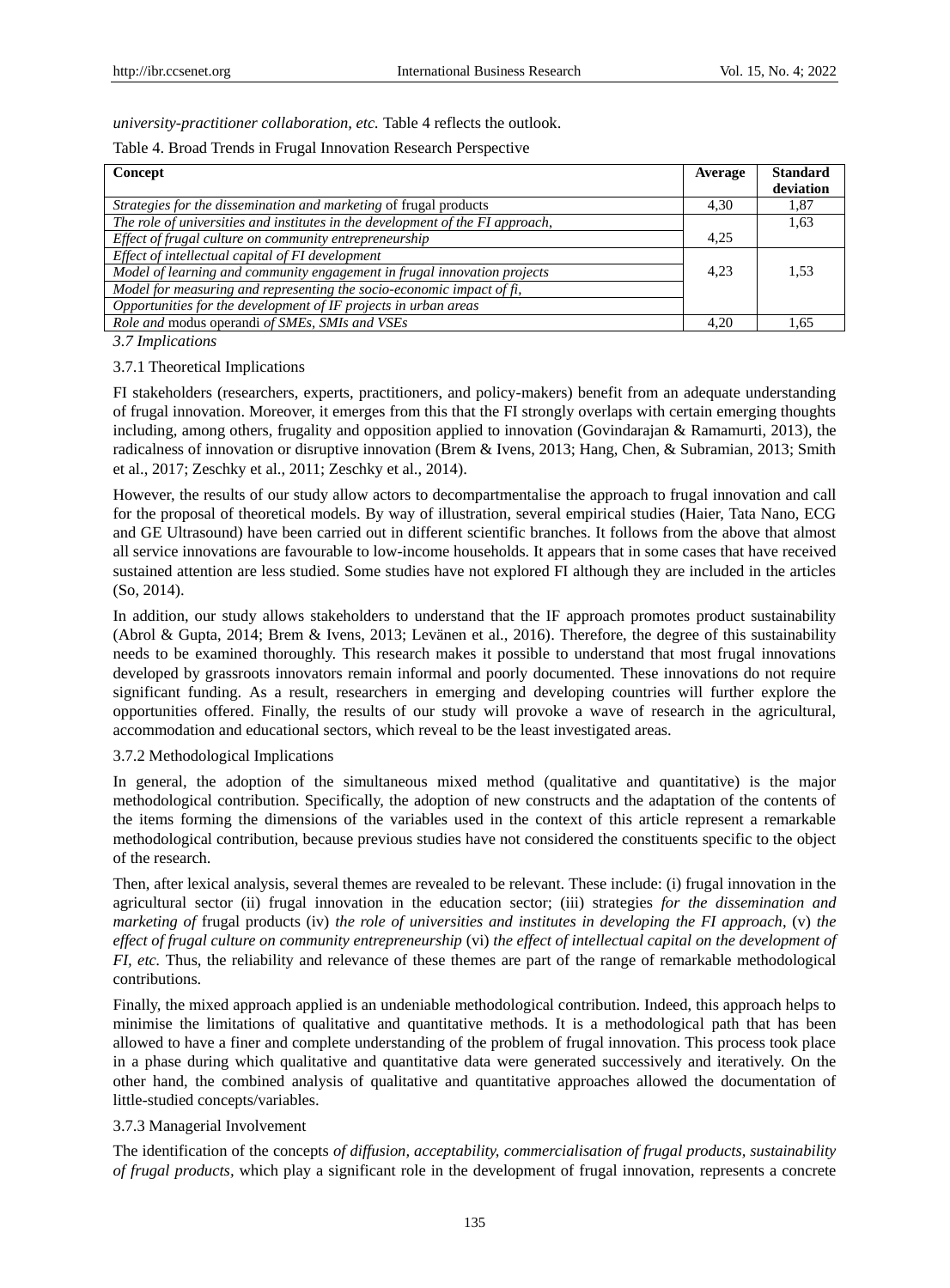*university-practitioner collaboration, etc.* Table 4 reflects the outlook.

Table 4. Broad Trends in Frugal Innovation Research Perspective

| Concept | Average | Standard deviation |
|---|---|---|
| *Strategies for the dissemination and marketing* of frugal products | 4,30 | 1,87 |
| *The role of universities and institutes in the development of the FI approach,* | 4,25 | 1,63 |
| *Effect of frugal culture on community entrepreneurship* | | |
| *Effect of intellectual capital of FI development* | 4,23 | 1,53 |
| *Model of learning and community engagement in frugal innovation projects* | | |
| *Model for measuring and representing the socio-economic impact of fi,* | | |
| *Opportunities for the development of IF projects in urban areas* | | |
| *Role and* modus operandi *of SMEs, SMIs and VSEs* | 4,20 | 1,65 |

### *3.7 Implications*

#### 3.7.1 Theoretical Implications

FI stakeholders (researchers, experts, practitioners, and policy-makers) benefit from an adequate understanding of frugal innovation. Moreover, it emerges from this that the FI strongly overlaps with certain emerging thoughts including, among others, frugality and opposition applied to innovation (Govindarajan & Ramamurti, 2013), the radicalness of innovation or disruptive innovation (Brem & Ivens, 2013; Hang, Chen, & Subramian, 2013; Smith et al., 2017; Zeschky et al., 2011; Zeschky et al., 2014).

However, the results of our study allow actors to decompartmentalise the approach to frugal innovation and call for the proposal of theoretical models. By way of illustration, several empirical studies (Haier, Tata Nano, ECG and GE Ultrasound) have been carried out in different scientific branches. It follows from the above that almost all service innovations are favourable to low-income households. It appears that in some cases that have received sustained attention are less studied. Some studies have not explored FI although they are included in the articles (So, 2014).

In addition, our study allows stakeholders to understand that the IF approach promotes product sustainability (Abrol & Gupta, 2014; Brem & Ivens, 2013; Levänen et al., 2016). Therefore, the degree of this sustainability needs to be examined thoroughly. This research makes it possible to understand that most frugal innovations developed by grassroots innovators remain informal and poorly documented. These innovations do not require significant funding. As a result, researchers in emerging and developing countries will further explore the opportunities offered. Finally, the results of our study will provoke a wave of research in the agricultural, accommodation and educational sectors, which reveal to be the least investigated areas.

#### 3.7.2 Methodological Implications

In general, the adoption of the simultaneous mixed method (qualitative and quantitative) is the major methodological contribution. Specifically, the adoption of new constructs and the adaptation of the contents of the items forming the dimensions of the variables used in the context of this article represent a remarkable methodological contribution, because previous studies have not considered the constituents specific to the object of the research.

Then, after lexical analysis, several themes are revealed to be relevant. These include: (i) frugal innovation in the agricultural sector (ii) frugal innovation in the education sector; (iii) strategies *for the dissemination and marketing of* frugal products (iv) *the role of universities and institutes in developing the FI approach*, (v) *the effect of frugal culture on community entrepreneurship* (vi) *the effect of intellectual capital on the development of FI, etc.* Thus, the reliability and relevance of these themes are part of the range of remarkable methodological contributions.

Finally, the mixed approach applied is an undeniable methodological contribution. Indeed, this approach helps to minimise the limitations of qualitative and quantitative methods. It is a methodological path that has been allowed to have a finer and complete understanding of the problem of frugal innovation. This process took place in a phase during which qualitative and quantitative data were generated successively and iteratively. On the other hand, the combined analysis of qualitative and quantitative approaches allowed the documentation of little-studied concepts/variables.

#### 3.7.3 Managerial Involvement

The identification of the concepts *of diffusion, acceptability, commercialisation of frugal products, sustainability of frugal products*, which play a significant role in the development of frugal innovation, represents a concrete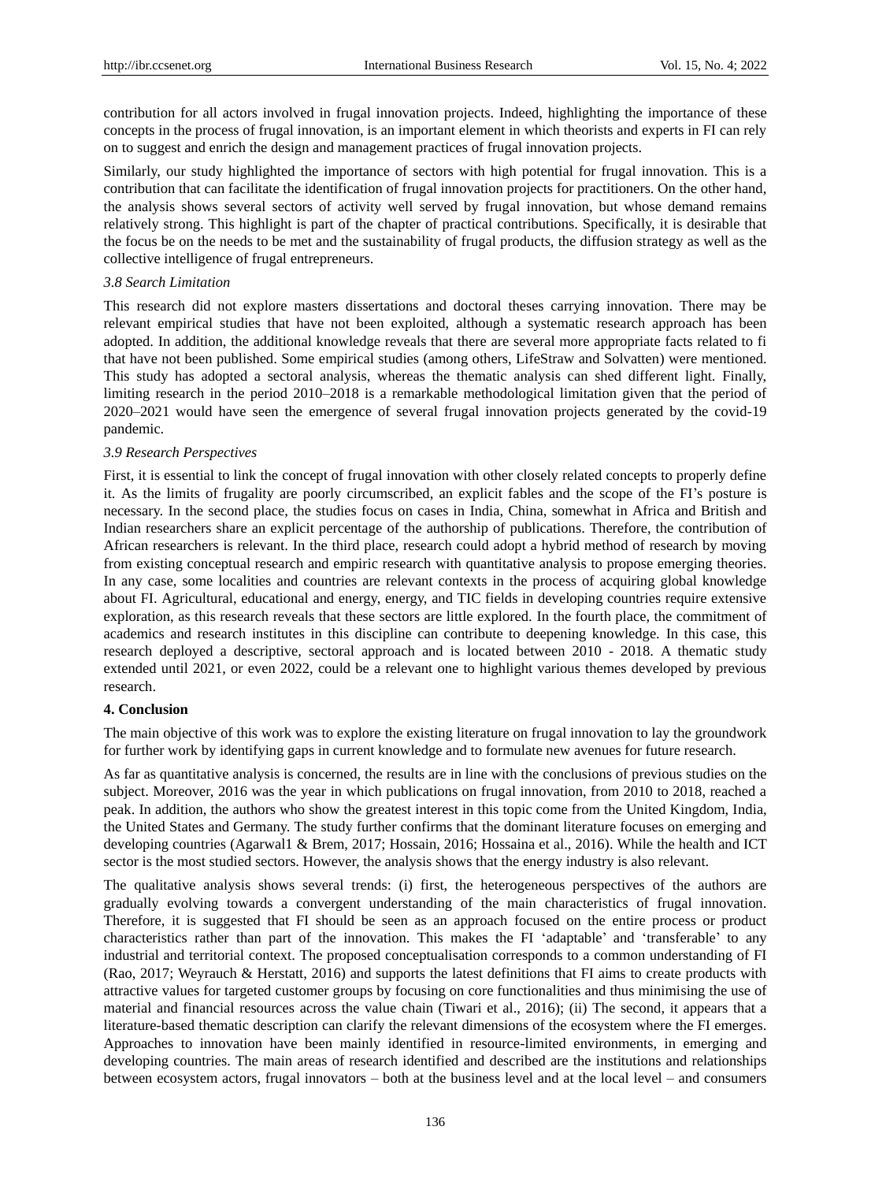contribution for all actors involved in frugal innovation projects. Indeed, highlighting the importance of these concepts in the process of frugal innovation, is an important element in which theorists and experts in FI can rely on to suggest and enrich the design and management practices of frugal innovation projects.

Similarly, our study highlighted the importance of sectors with high potential for frugal innovation. This is a contribution that can facilitate the identification of frugal innovation projects for practitioners. On the other hand, the analysis shows several sectors of activity well served by frugal innovation, but whose demand remains relatively strong. This highlight is part of the chapter of practical contributions. Specifically, it is desirable that the focus be on the needs to be met and the sustainability of frugal products, the diffusion strategy as well as the collective intelligence of frugal entrepreneurs.

### *3.8 Search Limitation*

This research did not explore masters dissertations and doctoral theses carrying innovation. There may be relevant empirical studies that have not been exploited, although a systematic research approach has been adopted. In addition, the additional knowledge reveals that there are several more appropriate facts related to fi that have not been published. Some empirical studies (among others, LifeStraw and Solvatten) were mentioned. This study has adopted a sectoral analysis, whereas the thematic analysis can shed different light. Finally, limiting research in the period 2010–2018 is a remarkable methodological limitation given that the period of 2020–2021 would have seen the emergence of several frugal innovation projects generated by the covid-19 pandemic.

### *3.9 Research Perspectives*

First, it is essential to link the concept of frugal innovation with other closely related concepts to properly define it. As the limits of frugality are poorly circumscribed, an explicit fables and the scope of the FI's posture is necessary. In the second place, the studies focus on cases in India, China, somewhat in Africa and British and Indian researchers share an explicit percentage of the authorship of publications. Therefore, the contribution of African researchers is relevant. In the third place, research could adopt a hybrid method of research by moving from existing conceptual research and empiric research with quantitative analysis to propose emerging theories. In any case, some localities and countries are relevant contexts in the process of acquiring global knowledge about FI. Agricultural, educational and energy, energy, and TIC fields in developing countries require extensive exploration, as this research reveals that these sectors are little explored. In the fourth place, the commitment of academics and research institutes in this discipline can contribute to deepening knowledge. In this case, this research deployed a descriptive, sectoral approach and is located between 2010 - 2018. A thematic study extended until 2021, or even 2022, could be a relevant one to highlight various themes developed by previous research.

## 4. Conclusion

The main objective of this work was to explore the existing literature on frugal innovation to lay the groundwork for further work by identifying gaps in current knowledge and to formulate new avenues for future research.

As far as quantitative analysis is concerned, the results are in line with the conclusions of previous studies on the subject. Moreover, 2016 was the year in which publications on frugal innovation, from 2010 to 2018, reached a peak. In addition, the authors who show the greatest interest in this topic come from the United Kingdom, India, the United States and Germany. The study further confirms that the dominant literature focuses on emerging and developing countries (Agarwal1 & Brem, 2017; Hossain, 2016; Hossaina et al., 2016). While the health and ICT sector is the most studied sectors. However, the analysis shows that the energy industry is also relevant.

The qualitative analysis shows several trends: (i) first, the heterogeneous perspectives of the authors are gradually evolving towards a convergent understanding of the main characteristics of frugal innovation. Therefore, it is suggested that FI should be seen as an approach focused on the entire process or product characteristics rather than part of the innovation. This makes the FI 'adaptable' and 'transferable' to any industrial and territorial context. The proposed conceptualisation corresponds to a common understanding of FI (Rao, 2017; Weyrauch & Herstatt, 2016) and supports the latest definitions that FI aims to create products with attractive values for targeted customer groups by focusing on core functionalities and thus minimising the use of material and financial resources across the value chain (Tiwari et al., 2016); (ii) The second, it appears that a literature-based thematic description can clarify the relevant dimensions of the ecosystem where the FI emerges. Approaches to innovation have been mainly identified in resource-limited environments, in emerging and developing countries. The main areas of research identified and described are the institutions and relationships between ecosystem actors, frugal innovators – both at the business level and at the local level – and consumers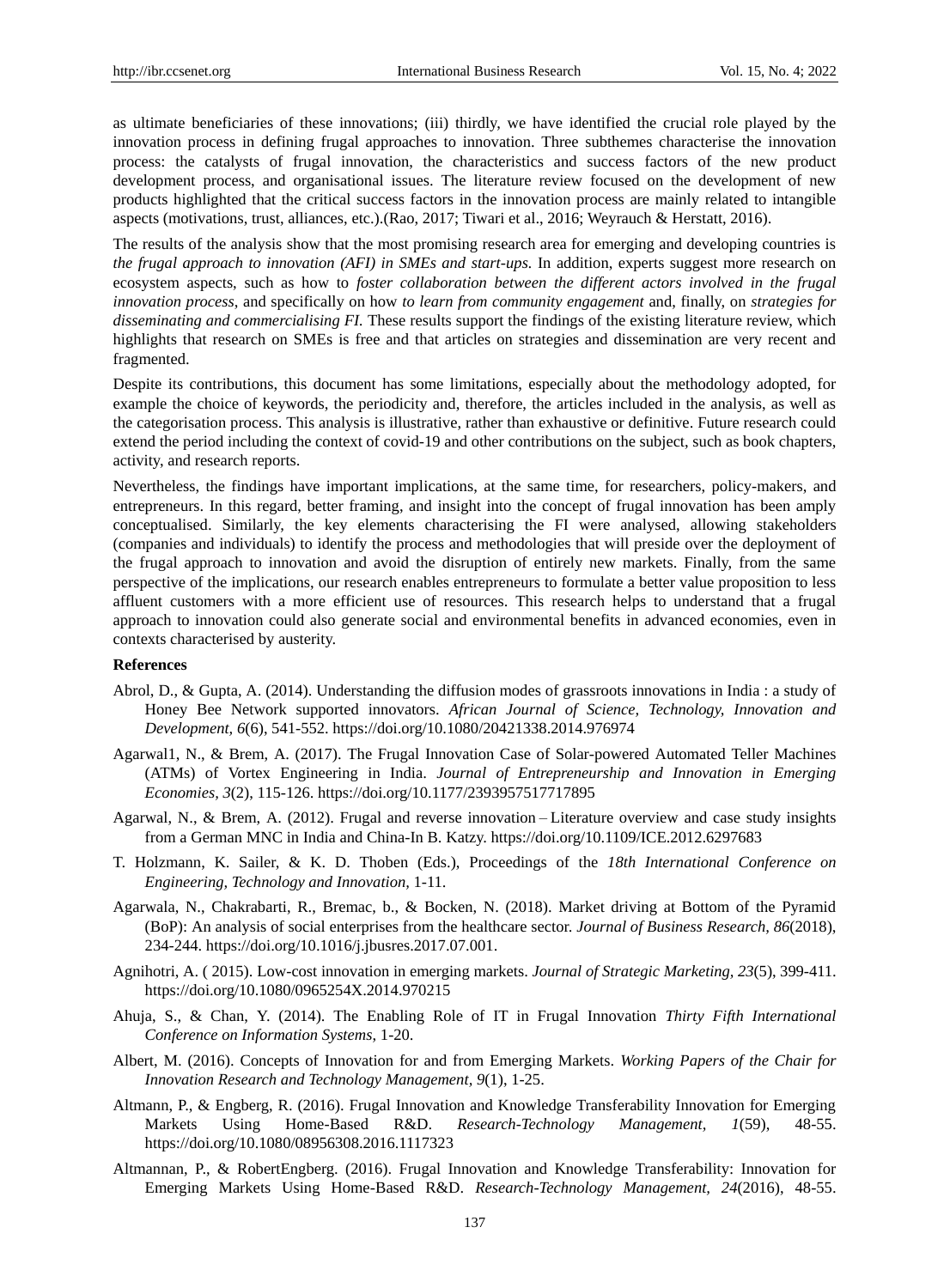as ultimate beneficiaries of these innovations; (iii) thirdly, we have identified the crucial role played by the innovation process in defining frugal approaches to innovation. Three subthemes characterise the innovation process: the catalysts of frugal innovation, the characteristics and success factors of the new product development process, and organisational issues. The literature review focused on the development of new products highlighted that the critical success factors in the innovation process are mainly related to intangible aspects (motivations, trust, alliances, etc.).(Rao, 2017; Tiwari et al., 2016; Weyrauch & Herstatt, 2016).

The results of the analysis show that the most promising research area for emerging and developing countries is *the frugal approach to innovation (AFI) in SMEs and start-ups.* In addition, experts suggest more research on ecosystem aspects, such as how to *foster collaboration between the different actors involved in the frugal innovation process*, and specifically on how *to learn from community engagement* and, finally, on *strategies for disseminating and commercialising FI.* These results support the findings of the existing literature review, which highlights that research on SMEs is free and that articles on strategies and dissemination are very recent and fragmented.

Despite its contributions, this document has some limitations, especially about the methodology adopted, for example the choice of keywords, the periodicity and, therefore, the articles included in the analysis, as well as the categorisation process. This analysis is illustrative, rather than exhaustive or definitive. Future research could extend the period including the context of covid-19 and other contributions on the subject, such as book chapters, activity, and research reports.

Nevertheless, the findings have important implications, at the same time, for researchers, policy-makers, and entrepreneurs. In this regard, better framing, and insight into the concept of frugal innovation has been amply conceptualised. Similarly, the key elements characterising the FI were analysed, allowing stakeholders (companies and individuals) to identify the process and methodologies that will preside over the deployment of the frugal approach to innovation and avoid the disruption of entirely new markets. Finally, from the same perspective of the implications, our research enables entrepreneurs to formulate a better value proposition to less affluent customers with a more efficient use of resources. This research helps to understand that a frugal approach to innovation could also generate social and environmental benefits in advanced economies, even in contexts characterised by austerity.

**References**

Abrol, D., & Gupta, A. (2014). Understanding the diffusion modes of grassroots innovations in India : a study of Honey Bee Network supported innovators. *African Journal of Science, Technology, Innovation and Development, 6*(6), 541-552. https://doi.org/10.1080/20421338.2014.976974

Agarwal1, N., & Brem, A. (2017). The Frugal Innovation Case of Solar-powered Automated Teller Machines (ATMs) of Vortex Engineering in India. *Journal of Entrepreneurship and Innovation in Emerging Economies, 3*(2), 115-126. https://doi.org/10.1177/2393957517717895

Agarwal, N., & Brem, A. (2012). Frugal and reverse innovation – Literature overview and case study insights from a German MNC in India and China-In B. Katzy. https://doi.org/10.1109/ICE.2012.6297683

T. Holzmann, K. Sailer, & K. D. Thoben (Eds.), Proceedings of the *18th International Conference on Engineering, Technology and Innovation,* 1-11.

Agarwala, N., Chakrabarti, R., Bremac, b., & Bocken, N. (2018). Market driving at Bottom of the Pyramid (BoP): An analysis of social enterprises from the healthcare sector. *Journal of Business Research, 86*(2018), 234-244. https://doi.org/10.1016/j.jbusres.2017.07.001.

Agnihotri, A. ( 2015). Low-cost innovation in emerging markets. *Journal of Strategic Marketing, 23*(5), 399-411. https://doi.org/10.1080/0965254X.2014.970215

Ahuja, S., & Chan, Y. (2014). The Enabling Role of IT in Frugal Innovation *Thirty Fifth International Conference on Information Systems,* 1-20.

Albert, M. (2016). Concepts of Innovation for and from Emerging Markets. *Working Papers of the Chair for Innovation Research and Technology Management, 9*(1), 1-25.

Altmann, P., & Engberg, R. (2016). Frugal Innovation and Knowledge Transferability Innovation for Emerging Markets Using Home-Based R&D. *Research-Technology Management, 1*(59), 48-55. https://doi.org/10.1080/08956308.2016.1117323

Altmannan, P., & RobertEngberg. (2016). Frugal Innovation and Knowledge Transferability: Innovation for Emerging Markets Using Home-Based R&D. *Research-Technology Management, 24*(2016), 48-55.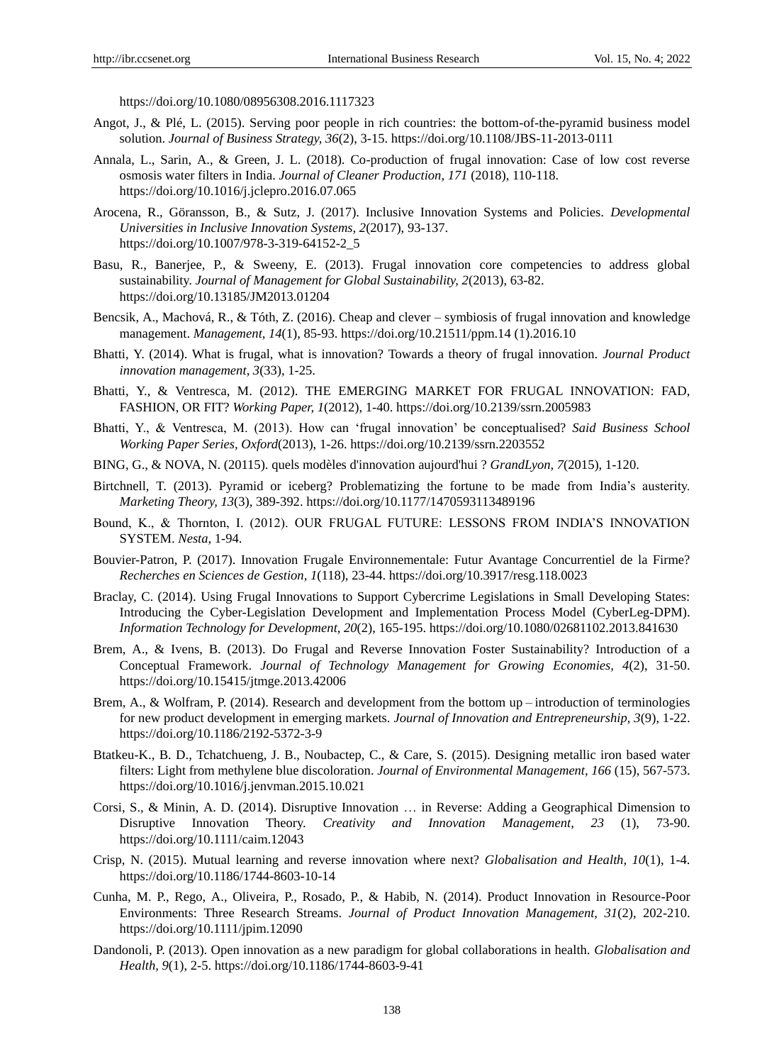https://doi.org/10.1080/08956308.2016.1117323

Angot, J., & Plé, L. (2015). Serving poor people in rich countries: the bottom-of-the-pyramid business model solution. *Journal of Business Strategy, 36*(2), 3-15. https://doi.org/10.1108/JBS-11-2013-0111

Annala, L., Sarin, A., & Green, J. L. (2018). Co-production of frugal innovation: Case of low cost reverse osmosis water filters in India. *Journal of Cleaner Production, 171* (2018), 110-118. https://doi.org/10.1016/j.jclepro.2016.07.065

Arocena, R., Göransson, B., & Sutz, J. (2017). Inclusive Innovation Systems and Policies. *Developmental Universities in Inclusive Innovation Systems, 2*(2017), 93-137. https://doi.org/10.1007/978-3-319-64152-2_5

Basu, R., Banerjee, P., & Sweeny, E. (2013). Frugal innovation core competencies to address global sustainability. *Journal of Management for Global Sustainability, 2*(2013), 63-82. https://doi.org/10.13185/JM2013.01204

Bencsik, A., Machová, R., & Tóth, Z. (2016). Cheap and clever – symbiosis of frugal innovation and knowledge management. *Management, 14*(1), 85-93. https://doi.org/10.21511/ppm.14 (1).2016.10

Bhatti, Y. (2014). What is frugal, what is innovation? Towards a theory of frugal innovation. *Journal Product innovation management, 3*(33), 1-25.

Bhatti, Y., & Ventresca, M. (2012). THE EMERGING MARKET FOR FRUGAL INNOVATION: FAD, FASHION, OR FIT? *Working Paper, 1*(2012), 1-40. https://doi.org/10.2139/ssrn.2005983

Bhatti, Y., & Ventresca, M. (2013). How can 'frugal innovation' be conceptualised? *Said Business School Working Paper Series, Oxford*(2013), 1-26. https://doi.org/10.2139/ssrn.2203552

BING, G., & NOVA, N. (20115). quels modèles d'innovation aujourd'hui ? *GrandLyon, 7*(2015), 1-120.

Birtchnell, T. (2013). Pyramid or iceberg? Problematizing the fortune to be made from India's austerity. *Marketing Theory, 13*(3), 389-392. https://doi.org/10.1177/1470593113489196

Bound, K., & Thornton, I. (2012). OUR FRUGAL FUTURE: LESSONS FROM INDIA'S INNOVATION SYSTEM. *Nesta*, 1-94.

Bouvier-Patron, P. (2017). Innovation Frugale Environnementale: Futur Avantage Concurrentiel de la Firme? *Recherches en Sciences de Gestion, 1*(118), 23-44. https://doi.org/10.3917/resg.118.0023

Braclay, C. (2014). Using Frugal Innovations to Support Cybercrime Legislations in Small Developing States: Introducing the Cyber-Legislation Development and Implementation Process Model (CyberLeg-DPM). *Information Technology for Development, 20*(2), 165-195. https://doi.org/10.1080/02681102.2013.841630

Brem, A., & Ivens, B. (2013). Do Frugal and Reverse Innovation Foster Sustainability? Introduction of a Conceptual Framework. *Journal of Technology Management for Growing Economies, 4*(2), 31-50. https://doi.org/10.15415/jtmge.2013.42006

Brem, A., & Wolfram, P. (2014). Research and development from the bottom up – introduction of terminologies for new product development in emerging markets. *Journal of Innovation and Entrepreneurship, 3*(9), 1-22. https://doi.org/10.1186/2192-5372-3-9

Btatkeu-K., B. D., Tchatchueng, J. B., Noubactep, C., & Care, S. (2015). Designing metallic iron based water filters: Light from methylene blue discoloration. *Journal of Environmental Management, 166* (15), 567-573. https://doi.org/10.1016/j.jenvman.2015.10.021

Corsi, S., & Minin, A. D. (2014). Disruptive Innovation … in Reverse: Adding a Geographical Dimension to Disruptive Innovation Theory. *Creativity and Innovation Management, 23* (1), 73-90. https://doi.org/10.1111/caim.12043

Crisp, N. (2015). Mutual learning and reverse innovation where next? *Globalisation and Health, 10*(1), 1-4. https://doi.org/10.1186/1744-8603-10-14

Cunha, M. P., Rego, A., Oliveira, P., Rosado, P., & Habib, N. (2014). Product Innovation in Resource-Poor Environments: Three Research Streams. *Journal of Product Innovation Management, 31*(2), 202-210. https://doi.org/10.1111/jpim.12090

Dandonoli, P. (2013). Open innovation as a new paradigm for global collaborations in health. *Globalisation and Health, 9*(1), 2-5. https://doi.org/10.1186/1744-8603-9-41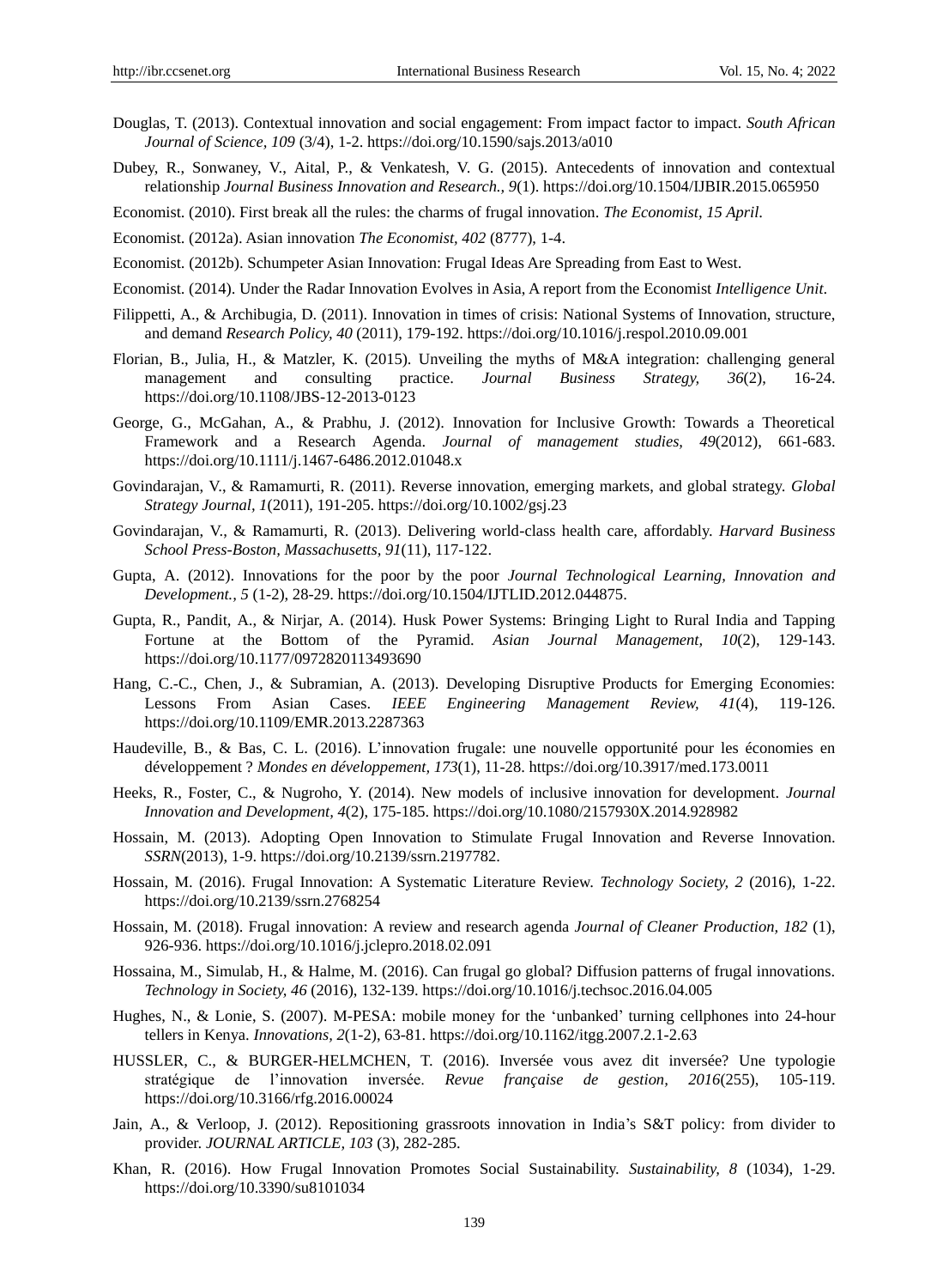Douglas, T. (2013). Contextual innovation and social engagement: From impact factor to impact. *South African Journal of Science, 109* (3/4), 1-2. https://doi.org/10.1590/sajs.2013/a010

Dubey, R., Sonwaney, V., Aital, P., & Venkatesh, V. G. (2015). Antecedents of innovation and contextual relationship *Journal Business Innovation and Research.*, *9*(1). https://doi.org/10.1504/IJBIR.2015.065950

Economist. (2010). First break all the rules: the charms of frugal innovation. *The Economist, 15 April.*

Economist. (2012a). Asian innovation *The Economist*, *402* (8777), 1-4.

Economist. (2012b). Schumpeter Asian Innovation: Frugal Ideas Are Spreading from East to West.

Economist. (2014). Under the Radar Innovation Evolves in Asia, A report from the Economist *Intelligence Unit*.

Filippetti, A., & Archibugia, D. (2011). Innovation in times of crisis: National Systems of Innovation, structure, and demand *Research Policy, 40* (2011), 179-192. https://doi.org/10.1016/j.respol.2010.09.001

Florian, B., Julia, H., & Matzler, K. (2015). Unveiling the myths of M&A integration: challenging general management and consulting practice. *Journal Business Strategy, 36*(2), 16-24. https://doi.org/10.1108/JBS-12-2013-0123

George, G., McGahan, A., & Prabhu, J. (2012). Innovation for Inclusive Growth: Towards a Theoretical Framework and a Research Agenda. *Journal of management studies, 49*(2012), 661-683. https://doi.org/10.1111/j.1467-6486.2012.01048.x

Govindarajan, V., & Ramamurti, R. (2011). Reverse innovation, emerging markets, and global strategy. *Global Strategy Journal, 1*(2011), 191-205. https://doi.org/10.1002/gsj.23

Govindarajan, V., & Ramamurti, R. (2013). Delivering world-class health care, affordably. *Harvard Business School Press-Boston, Massachusetts, 91*(11), 117-122.

Gupta, A. (2012). Innovations for the poor by the poor *Journal Technological Learning, Innovation and Development., 5* (1-2), 28-29. https://doi.org/10.1504/IJTLID.2012.044875.

Gupta, R., Pandit, A., & Nirjar, A. (2014). Husk Power Systems: Bringing Light to Rural India and Tapping Fortune at the Bottom of the Pyramid. *Asian Journal Management, 10*(2), 129-143. https://doi.org/10.1177/0972820113493690

Hang, C.-C., Chen, J., & Subramian, A. (2013). Developing Disruptive Products for Emerging Economies: Lessons From Asian Cases. *IEEE Engineering Management Review, 41*(4), 119-126. https://doi.org/10.1109/EMR.2013.2287363

Haudeville, B., & Bas, C. L. (2016). L'innovation frugale: une nouvelle opportunité pour les économies en développement ? *Mondes en développement, 173*(1), 11-28. https://doi.org/10.3917/med.173.0011

Heeks, R., Foster, C., & Nugroho, Y. (2014). New models of inclusive innovation for development. *Journal Innovation and Development, 4*(2), 175-185. https://doi.org/10.1080/2157930X.2014.928982

Hossain, M. (2013). Adopting Open Innovation to Stimulate Frugal Innovation and Reverse Innovation. *SSRN*(2013), 1-9. https://doi.org/10.2139/ssrn.2197782.

Hossain, M. (2016). Frugal Innovation: A Systematic Literature Review. *Technology Society, 2* (2016), 1-22. https://doi.org/10.2139/ssrn.2768254

Hossain, M. (2018). Frugal innovation: A review and research agenda *Journal of Cleaner Production, 182* (1), 926-936. https://doi.org/10.1016/j.jclepro.2018.02.091

Hossaina, M., Simulab, H., & Halme, M. (2016). Can frugal go global? Diffusion patterns of frugal innovations. *Technology in Society, 46* (2016), 132-139. https://doi.org/10.1016/j.techsoc.2016.04.005

Hughes, N., & Lonie, S. (2007). M-PESA: mobile money for the 'unbanked' turning cellphones into 24-hour tellers in Kenya. *Innovations, 2*(1-2), 63-81. https://doi.org/10.1162/itgg.2007.2.1-2.63

HUSSLER, C., & BURGER-HELMCHEN, T. (2016). Inversée vous avez dit inversée? Une typologie stratégique de l'innovation inversée. *Revue française de gestion, 2016*(255), 105-119. https://doi.org/10.3166/rfg.2016.00024

Jain, A., & Verloop, J. (2012). Repositioning grassroots innovation in India's S&T policy: from divider to provider. *JOURNAL ARTICLE, 103* (3), 282-285.

Khan, R. (2016). How Frugal Innovation Promotes Social Sustainability. *Sustainability, 8* (1034), 1-29. https://doi.org/10.3390/su8101034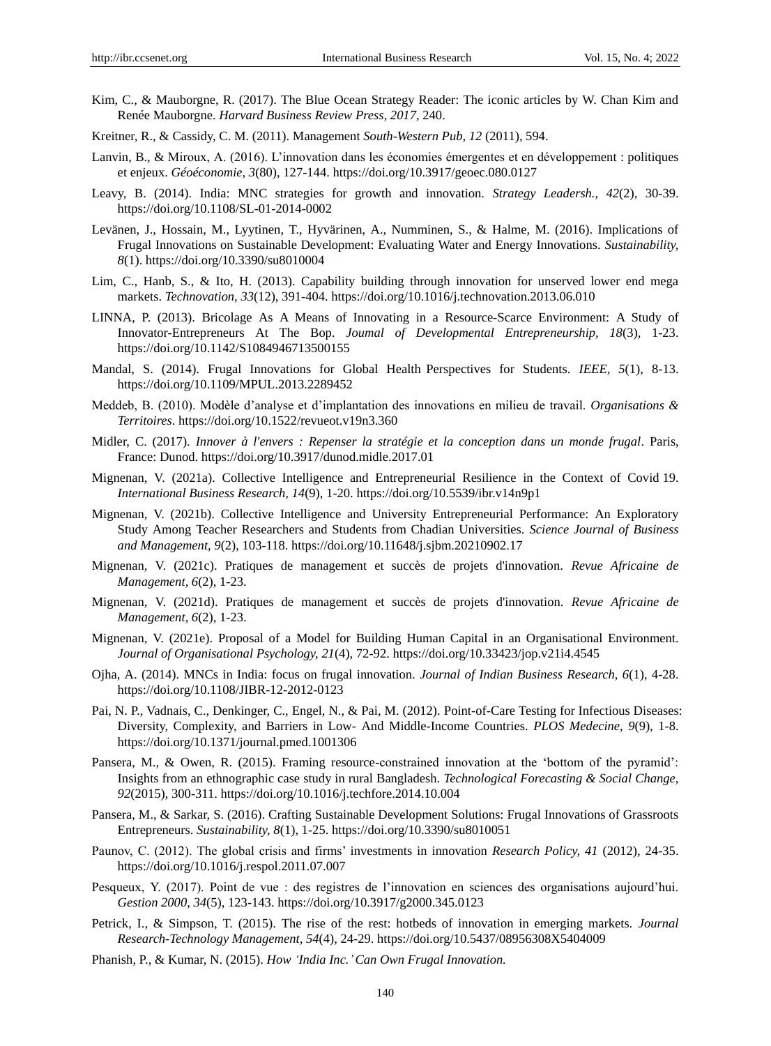Kim, C., & Mauborgne, R. (2017). The Blue Ocean Strategy Reader: The iconic articles by W. Chan Kim and Renée Mauborgne. *Harvard Business Review Press, 2017*, 240.

Kreitner, R., & Cassidy, C. M. (2011). Management *South-Western Pub, 12* (2011), 594.

Lanvin, B., & Miroux, A. (2016). L'innovation dans les économies émergentes et en développement : politiques et enjeux. *Géoéconomie, 3*(80), 127-144. https://doi.org/10.3917/geoec.080.0127

Leavy, B. (2014). India: MNC strategies for growth and innovation. *Strategy Leadersh., 42*(2), 30-39. https://doi.org/10.1108/SL-01-2014-0002

Levänen, J., Hossain, M., Lyytinen, T., Hyvärinen, A., Numminen, S., & Halme, M. (2016). Implications of Frugal Innovations on Sustainable Development: Evaluating Water and Energy Innovations. *Sustainability, 8*(1). https://doi.org/10.3390/su8010004

Lim, C., Hanb, S., & Ito, H. (2013). Capability building through innovation for unserved lower end mega markets. *Technovation, 33*(12), 391-404. https://doi.org/10.1016/j.technovation.2013.06.010

LINNA, P. (2013). Bricolage As A Means of Innovating in a Resource-Scarce Environment: A Study of Innovator-Entrepreneurs At The Bop. *Joumal of Developmental Entrepreneurship, 18*(3), 1-23. https://doi.org/10.1142/S1084946713500155

Mandal, S. (2014). Frugal Innovations for Global Health Perspectives for Students. *IEEE, 5*(1), 8-13. https://doi.org/10.1109/MPUL.2013.2289452

Meddeb, B. (2010). Modèle d'analyse et d'implantation des innovations en milieu de travail. *Organisations & Territoires*. https://doi.org/10.1522/revueot.v19n3.360

Midler, C. (2017). *Innover à l'envers : Repenser la stratégie et la conception dans un monde frugal*. Paris, France: Dunod. https://doi.org/10.3917/dunod.midle.2017.01

Mignenan, V. (2021a). Collective Intelligence and Entrepreneurial Resilience in the Context of Covid 19. *International Business Research, 14*(9), 1-20. https://doi.org/10.5539/ibr.v14n9p1

Mignenan, V. (2021b). Collective Intelligence and University Entrepreneurial Performance: An Exploratory Study Among Teacher Researchers and Students from Chadian Universities. *Science Journal of Business and Management, 9*(2), 103-118. https://doi.org/10.11648/j.sjbm.20210902.17

Mignenan, V. (2021c). Pratiques de management et succès de projets d'innovation. *Revue Africaine de Management, 6*(2), 1-23.

Mignenan, V. (2021d). Pratiques de management et succès de projets d'innovation. *Revue Africaine de Management, 6*(2), 1-23.

Mignenan, V. (2021e). Proposal of a Model for Building Human Capital in an Organisational Environment. *Journal of Organisational Psychology, 21*(4), 72-92. https://doi.org/10.33423/jop.v21i4.4545

Ojha, A. (2014). MNCs in India: focus on frugal innovation. *Journal of Indian Business Research, 6*(1), 4-28. https://doi.org/10.1108/JIBR-12-2012-0123

Pai, N. P., Vadnais, C., Denkinger, C., Engel, N., & Pai, M. (2012). Point-of-Care Testing for Infectious Diseases: Diversity, Complexity, and Barriers in Low- And Middle-Income Countries. *PLOS Medecine, 9*(9), 1-8. https://doi.org/10.1371/journal.pmed.1001306

Pansera, M., & Owen, R. (2015). Framing resource-constrained innovation at the 'bottom of the pyramid': Insights from an ethnographic case study in rural Bangladesh. *Technological Forecasting & Social Change, 92*(2015), 300-311. https://doi.org/10.1016/j.techfore.2014.10.004

Pansera, M., & Sarkar, S. (2016). Crafting Sustainable Development Solutions: Frugal Innovations of Grassroots Entrepreneurs. *Sustainability, 8*(1), 1-25. https://doi.org/10.3390/su8010051

Paunov, C. (2012). The global crisis and firms' investments in innovation *Research Policy, 41* (2012), 24-35. https://doi.org/10.1016/j.respol.2011.07.007

Pesqueux, Y. (2017). Point de vue : des registres de l'innovation en sciences des organisations aujourd'hui. *Gestion 2000, 34*(5), 123-143. https://doi.org/10.3917/g2000.345.0123

Petrick, I., & Simpson, T. (2015). The rise of the rest: hotbeds of innovation in emerging markets. *Journal Research-Technology Management, 54*(4), 24-29. https://doi.org/10.5437/08956308X5404009

Phanish, P., & Kumar, N. (2015). *How 'India Inc.' Can Own Frugal Innovation.*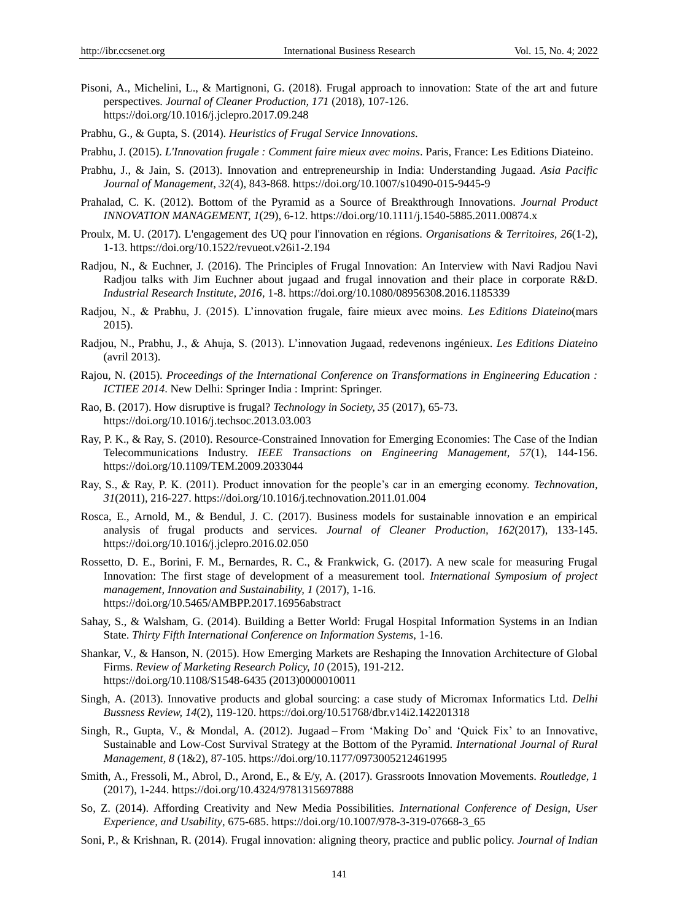Pisoni, A., Michelini, L., & Martignoni, G. (2018). Frugal approach to innovation: State of the art and future perspectives. *Journal of Cleaner Production, 171* (2018), 107-126. https://doi.org/10.1016/j.jclepro.2017.09.248

Prabhu, G., & Gupta, S. (2014). *Heuristics of Frugal Service Innovations.*

Prabhu, J. (2015). *L'Innovation frugale : Comment faire mieux avec moins*. Paris, France: Les Editions Diateino.

Prabhu, J., & Jain, S. (2013). Innovation and entrepreneurship in India: Understanding Jugaad. *Asia Pacific Journal of Management, 32*(4), 843-868. https://doi.org/10.1007/s10490-015-9445-9

Prahalad, C. K. (2012). Bottom of the Pyramid as a Source of Breakthrough Innovations. *Journal Product INNOVATION MANAGEMENT, 1*(29), 6-12. https://doi.org/10.1111/j.1540-5885.2011.00874.x

Proulx, M. U. (2017). L'engagement des UQ pour l'innovation en régions. *Organisations & Territoires, 26*(1-2), 1-13. https://doi.org/10.1522/revueot.v26i1-2.194

Radjou, N., & Euchner, J. (2016). The Principles of Frugal Innovation: An Interview with Navi Radjou Navi Radjou talks with Jim Euchner about jugaad and frugal innovation and their place in corporate R&D. *Industrial Research Institute, 2016*, 1-8. https://doi.org/10.1080/08956308.2016.1185339

Radjou, N., & Prabhu, J. (2015). L'innovation frugale, faire mieux avec moins. *Les Editions Diateino*(mars 2015).

Radjou, N., Prabhu, J., & Ahuja, S. (2013). L'innovation Jugaad, redevenons ingénieux. *Les Editions Diateino* (avril 2013).

Rajou, N. (2015). *Proceedings of the International Conference on Transformations in Engineering Education : ICTIEE 2014*. New Delhi: Springer India : Imprint: Springer.

Rao, B. (2017). How disruptive is frugal? *Technology in Society, 35* (2017), 65-73. https://doi.org/10.1016/j.techsoc.2013.03.003

Ray, P. K., & Ray, S. (2010). Resource-Constrained Innovation for Emerging Economies: The Case of the Indian Telecommunications Industry. *IEEE Transactions on Engineering Management, 57*(1), 144-156. https://doi.org/10.1109/TEM.2009.2033044

Ray, S., & Ray, P. K. (2011). Product innovation for the people's car in an emerging economy. *Technovation, 31*(2011), 216-227. https://doi.org/10.1016/j.technovation.2011.01.004

Rosca, E., Arnold, M., & Bendul, J. C. (2017). Business models for sustainable innovation e an empirical analysis of frugal products and services. *Journal of Cleaner Production, 162*(2017), 133-145. https://doi.org/10.1016/j.jclepro.2016.02.050

Rossetto, D. E., Borini, F. M., Bernardes, R. C., & Frankwick, G. (2017). A new scale for measuring Frugal Innovation: The first stage of development of a measurement tool. *International Symposium of project management, Innovation and Sustainability, 1* (2017), 1-16. https://doi.org/10.5465/AMBPP.2017.16956abstract

Sahay, S., & Walsham, G. (2014). Building a Better World: Frugal Hospital Information Systems in an Indian State. *Thirty Fifth International Conference on Information Systems*, 1-16.

Shankar, V., & Hanson, N. (2015). How Emerging Markets are Reshaping the Innovation Architecture of Global Firms. *Review of Marketing Research Policy, 10* (2015), 191-212. https://doi.org/10.1108/S1548-6435 (2013)0000010011

Singh, A. (2013). Innovative products and global sourcing: a case study of Micromax Informatics Ltd. *Delhi Bussness Review, 14*(2), 119-120. https://doi.org/10.51768/dbr.v14i2.142201318

Singh, R., Gupta, V., & Mondal, A. (2012). Jugaad – From 'Making Do' and 'Quick Fix' to an Innovative, Sustainable and Low-Cost Survival Strategy at the Bottom of the Pyramid. *International Journal of Rural Management, 8* (1&2), 87-105. https://doi.org/10.1177/0973005212461995

Smith, A., Fressoli, M., Abrol, D., Arond, E., & E/y, A. (2017). Grassroots Innovation Movements. *Routledge, 1* (2017), 1-244. https://doi.org/10.4324/9781315697888

So, Z. (2014). Affording Creativity and New Media Possibilities. *International Conference of Design, User Experience, and Usability*, 675-685. https://doi.org/10.1007/978-3-319-07668-3_65

Soni, P., & Krishnan, R. (2014). Frugal innovation: aligning theory, practice and public policy. *Journal of Indian*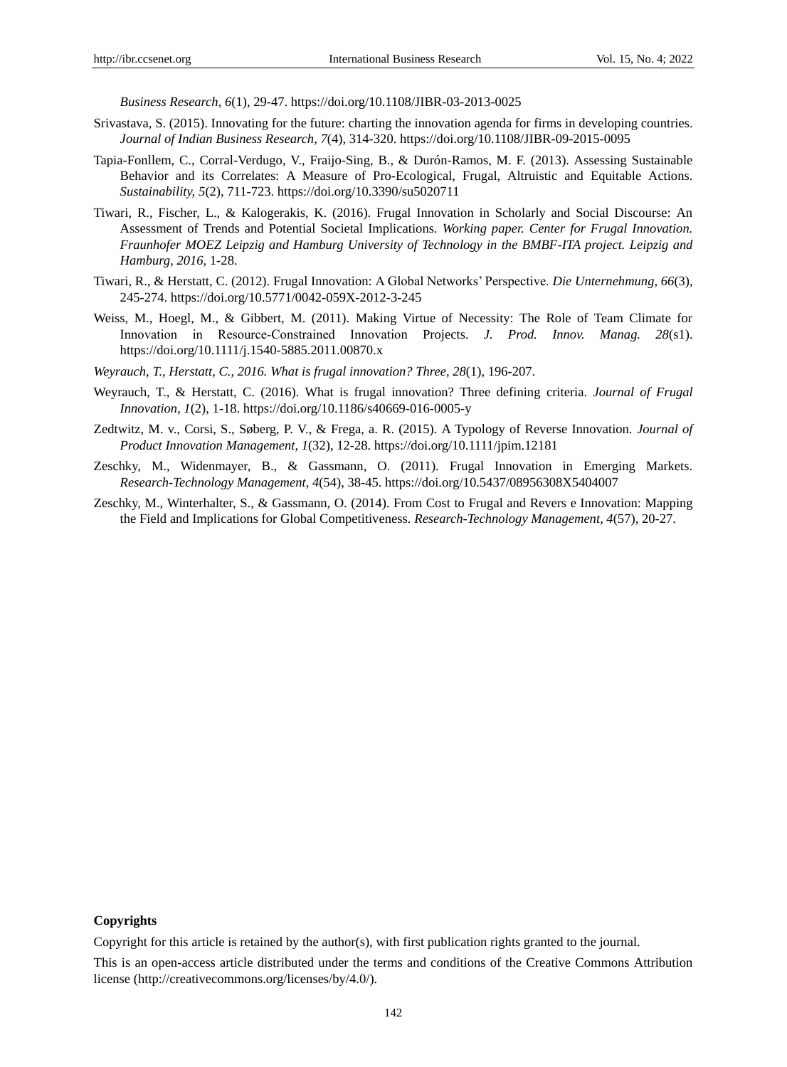*Business Research, 6*(1), 29-47. https://doi.org/10.1108/JIBR-03-2013-0025

Srivastava, S. (2015). Innovating for the future: charting the innovation agenda for firms in developing countries. *Journal of Indian Business Research, 7*(4), 314-320. https://doi.org/10.1108/JIBR-09-2015-0095

Tapia-Fonllem, C., Corral-Verdugo, V., Fraijo-Sing, B., & Durón-Ramos, M. F. (2013). Assessing Sustainable Behavior and its Correlates: A Measure of Pro-Ecological, Frugal, Altruistic and Equitable Actions. *Sustainability, 5*(2), 711-723. https://doi.org/10.3390/su5020711

Tiwari, R., Fischer, L., & Kalogerakis, K. (2016). Frugal Innovation in Scholarly and Social Discourse: An Assessment of Trends and Potential Societal Implications. *Working paper. Center for Frugal Innovation. Fraunhofer MOEZ Leipzig and Hamburg University of Technology in the BMBF-ITA project. Leipzig and Hamburg, 2016*, 1-28.

Tiwari, R., & Herstatt, C. (2012). Frugal Innovation: A Global Networks' Perspective. *Die Unternehmung, 66*(3), 245-274. https://doi.org/10.5771/0042-059X-2012-3-245

Weiss, M., Hoegl, M., & Gibbert, M. (2011). Making Virtue of Necessity: The Role of Team Climate for Innovation in Resource-Constrained Innovation Projects. *J. Prod. Innov. Manag. 28*(s1). https://doi.org/10.1111/j.1540-5885.2011.00870.x

*Weyrauch, T., Herstatt, C., 2016. What is frugal innovation? Three, 28*(1), 196-207.

Weyrauch, T., & Herstatt, C. (2016). What is frugal innovation? Three defining criteria. *Journal of Frugal Innovation, 1*(2), 1-18. https://doi.org/10.1186/s40669-016-0005-y

Zedtwitz, M. v., Corsi, S., Søberg, P. V., & Frega, a. R. (2015). A Typology of Reverse Innovation. *Journal of Product Innovation Management, 1*(32), 12-28. https://doi.org/10.1111/jpim.12181

Zeschky, M., Widenmayer, B., & Gassmann, O. (2011). Frugal Innovation in Emerging Markets. *Research-Technology Management, 4*(54), 38-45. https://doi.org/10.5437/08956308X5404007

Zeschky, M., Winterhalter, S., & Gassmann, O. (2014). From Cost to Frugal and Revers e Innovation: Mapping the Field and Implications for Global Competitiveness. *Research-Technology Management, 4*(57), 20-27.

**Copyrights**

Copyright for this article is retained by the author(s), with first publication rights granted to the journal.

This is an open-access article distributed under the terms and conditions of the Creative Commons Attribution license (http://creativecommons.org/licenses/by/4.0/).